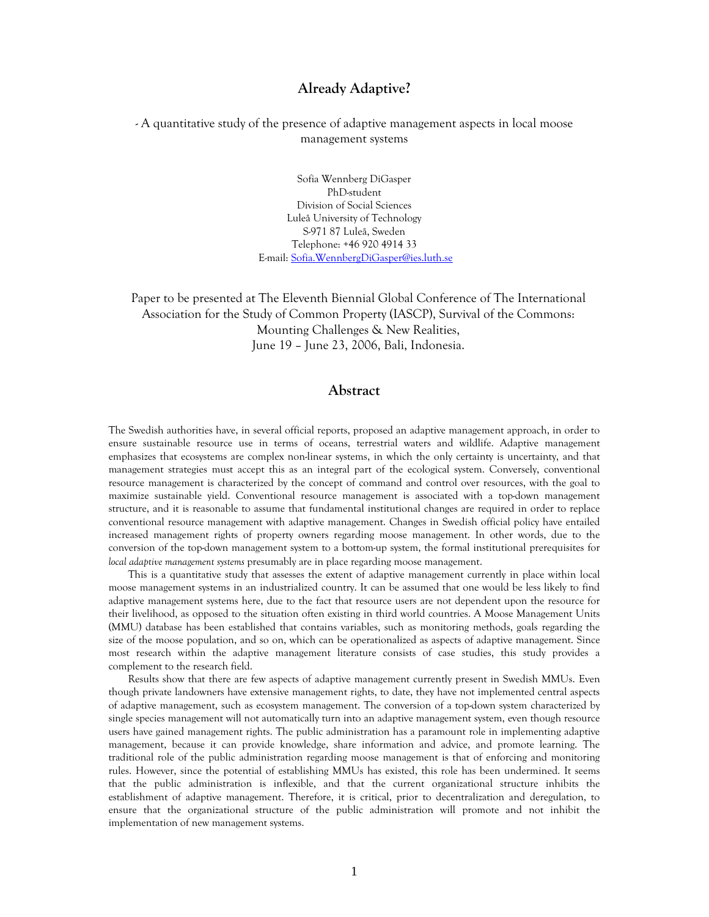# Already Adaptive?

- A quantitative study of the presence of adaptive management aspects in local moose management systems

Sofia Wennberg DiGasper
PhD-student
Division of Social Sciences
Luleå University of Technology
S-971 87 Luleå, Sweden
Telephone: +46 920 4914 33
E-mail: Sofia.WennbergDiGasper@ies.luth.se

Paper to be presented at The Eleventh Biennial Global Conference of The International Association for the Study of Common Property (IASCP), Survival of the Commons: Mounting Challenges & New Realities,
June 19 – June 23, 2006, Bali, Indonesia.

## Abstract

The Swedish authorities have, in several official reports, proposed an adaptive management approach, in order to ensure sustainable resource use in terms of oceans, terrestrial waters and wildlife. Adaptive management emphasizes that ecosystems are complex non-linear systems, in which the only certainty is uncertainty, and that management strategies must accept this as an integral part of the ecological system. Conversely, conventional resource management is characterized by the concept of command and control over resources, with the goal to maximize sustainable yield. Conventional resource management is associated with a top-down management structure, and it is reasonable to assume that fundamental institutional changes are required in order to replace conventional resource management with adaptive management. Changes in Swedish official policy have entailed increased management rights of property owners regarding moose management. In other words, due to the conversion of the top-down management system to a bottom-up system, the formal institutional prerequisites for *local adaptive management systems* presumably are in place regarding moose management.

This is a quantitative study that assesses the extent of adaptive management currently in place within local moose management systems in an industrialized country. It can be assumed that one would be less likely to find adaptive management systems here, due to the fact that resource users are not dependent upon the resource for their livelihood, as opposed to the situation often existing in third world countries. A Moose Management Units (MMU) database has been established that contains variables, such as monitoring methods, goals regarding the size of the moose population, and so on, which can be operationalized as aspects of adaptive management. Since most research within the adaptive management literature consists of case studies, this study provides a complement to the research field.

Results show that there are few aspects of adaptive management currently present in Swedish MMUs. Even though private landowners have extensive management rights, to date, they have not implemented central aspects of adaptive management, such as ecosystem management. The conversion of a top-down system characterized by single species management will not automatically turn into an adaptive management system, even though resource users have gained management rights. The public administration has a paramount role in implementing adaptive management, because it can provide knowledge, share information and advice, and promote learning. The traditional role of the public administration regarding moose management is that of enforcing and monitoring rules. However, since the potential of establishing MMUs has existed, this role has been undermined. It seems that the public administration is inflexible, and that the current organizational structure inhibits the establishment of adaptive management. Therefore, it is critical, prior to decentralization and deregulation, to ensure that the organizational structure of the public administration will promote and not inhibit the implementation of new management systems.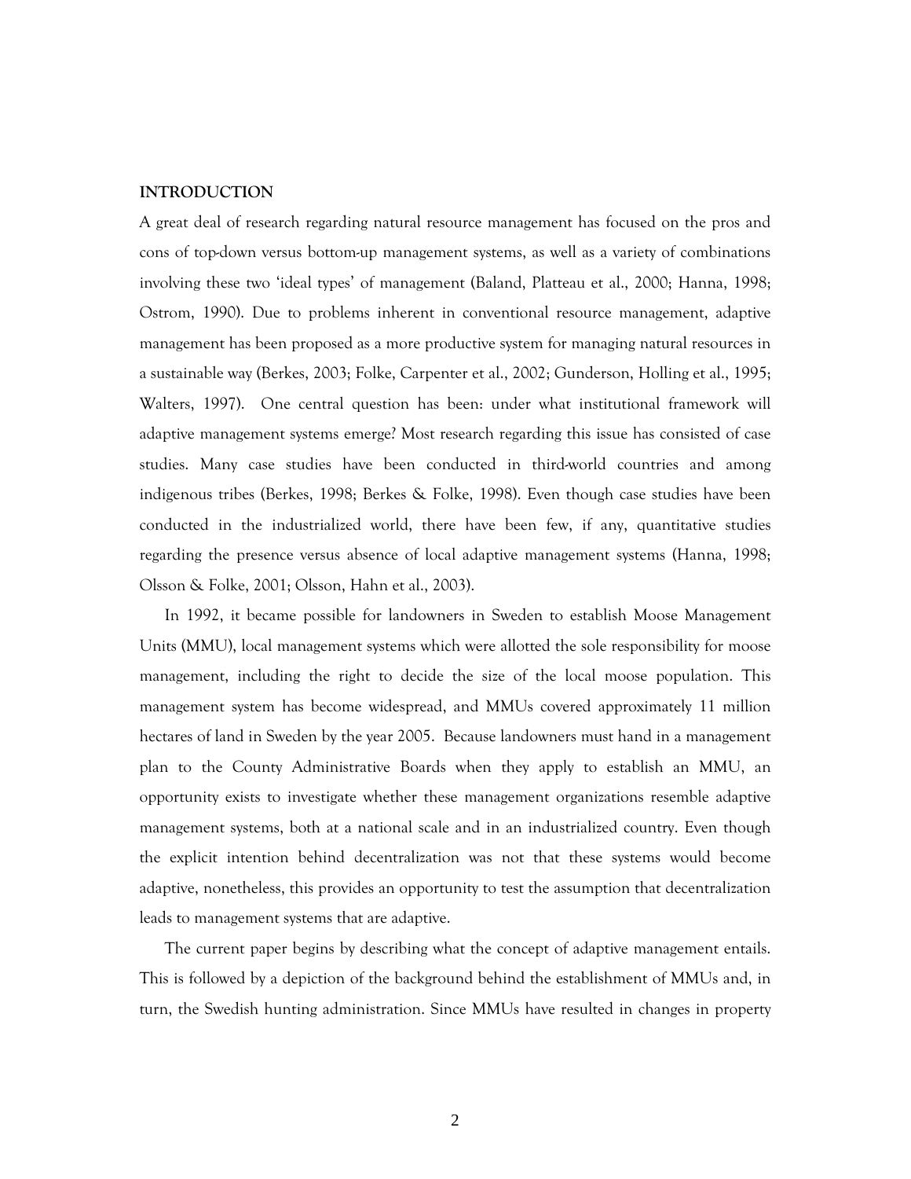## INTRODUCTION

A great deal of research regarding natural resource management has focused on the pros and cons of top-down versus bottom-up management systems, as well as a variety of combinations involving these two 'ideal types' of management (Baland, Platteau et al., 2000; Hanna, 1998; Ostrom, 1990). Due to problems inherent in conventional resource management, adaptive management has been proposed as a more productive system for managing natural resources in a sustainable way (Berkes, 2003; Folke, Carpenter et al., 2002; Gunderson, Holling et al., 1995; Walters, 1997). One central question has been: under what institutional framework will adaptive management systems emerge? Most research regarding this issue has consisted of case studies. Many case studies have been conducted in third-world countries and among indigenous tribes (Berkes, 1998; Berkes & Folke, 1998). Even though case studies have been conducted in the industrialized world, there have been few, if any, quantitative studies regarding the presence versus absence of local adaptive management systems (Hanna, 1998; Olsson & Folke, 2001; Olsson, Hahn et al., 2003).

In 1992, it became possible for landowners in Sweden to establish Moose Management Units (MMU), local management systems which were allotted the sole responsibility for moose management, including the right to decide the size of the local moose population. This management system has become widespread, and MMUs covered approximately 11 million hectares of land in Sweden by the year 2005. Because landowners must hand in a management plan to the County Administrative Boards when they apply to establish an MMU, an opportunity exists to investigate whether these management organizations resemble adaptive management systems, both at a national scale and in an industrialized country. Even though the explicit intention behind decentralization was not that these systems would become adaptive, nonetheless, this provides an opportunity to test the assumption that decentralization leads to management systems that are adaptive.

The current paper begins by describing what the concept of adaptive management entails. This is followed by a depiction of the background behind the establishment of MMUs and, in turn, the Swedish hunting administration. Since MMUs have resulted in changes in property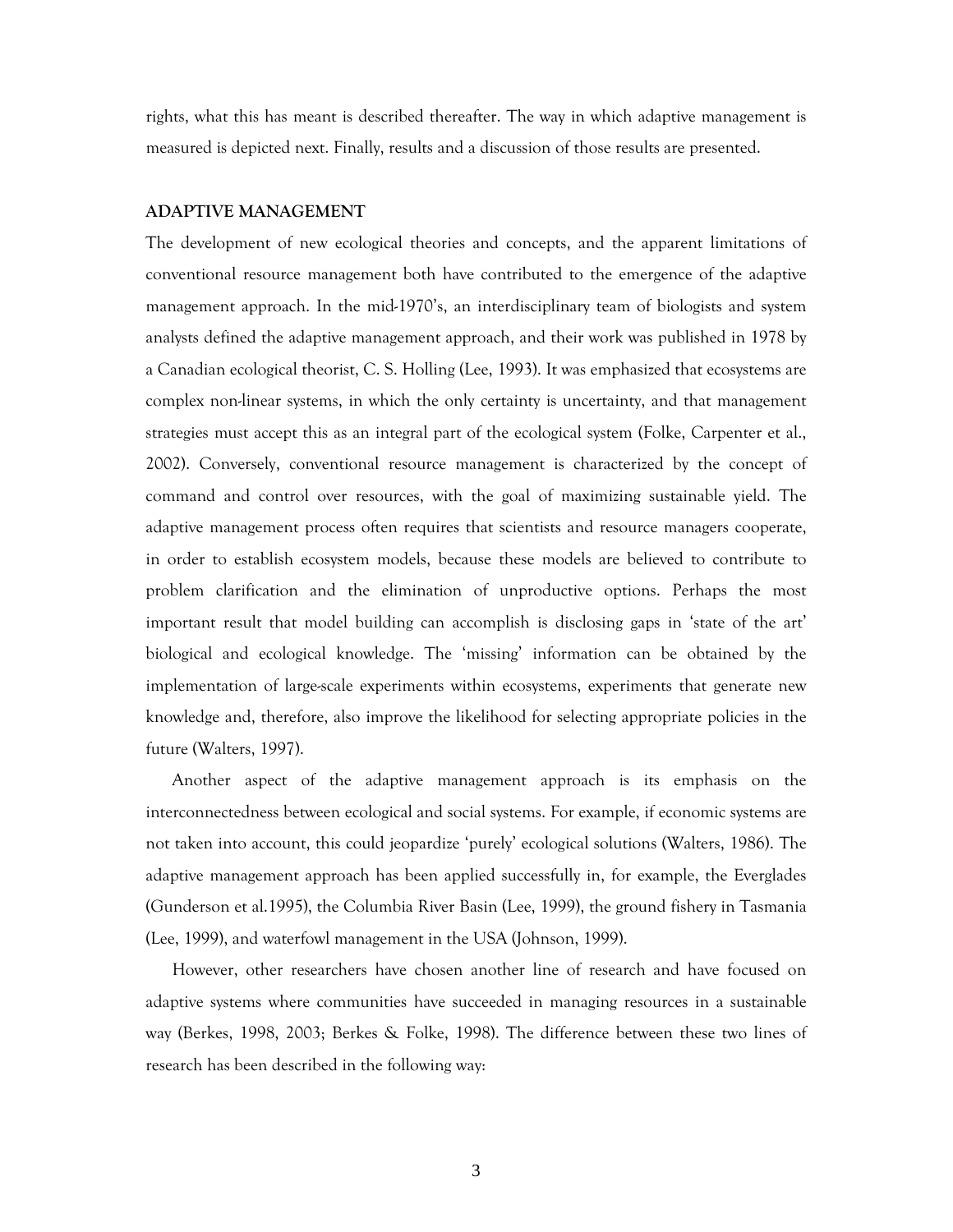rights, what this has meant is described thereafter. The way in which adaptive management is measured is depicted next. Finally, results and a discussion of those results are presented.

## ADAPTIVE MANAGEMENT

The development of new ecological theories and concepts, and the apparent limitations of conventional resource management both have contributed to the emergence of the adaptive management approach. In the mid-1970's, an interdisciplinary team of biologists and system analysts defined the adaptive management approach, and their work was published in 1978 by a Canadian ecological theorist, C. S. Holling (Lee, 1993). It was emphasized that ecosystems are complex non-linear systems, in which the only certainty is uncertainty, and that management strategies must accept this as an integral part of the ecological system (Folke, Carpenter et al., 2002). Conversely, conventional resource management is characterized by the concept of command and control over resources, with the goal of maximizing sustainable yield. The adaptive management process often requires that scientists and resource managers cooperate, in order to establish ecosystem models, because these models are believed to contribute to problem clarification and the elimination of unproductive options. Perhaps the most important result that model building can accomplish is disclosing gaps in 'state of the art' biological and ecological knowledge. The 'missing' information can be obtained by the implementation of large-scale experiments within ecosystems, experiments that generate new knowledge and, therefore, also improve the likelihood for selecting appropriate policies in the future (Walters, 1997).

Another aspect of the adaptive management approach is its emphasis on the interconnectedness between ecological and social systems. For example, if economic systems are not taken into account, this could jeopardize 'purely' ecological solutions (Walters, 1986). The adaptive management approach has been applied successfully in, for example, the Everglades (Gunderson et al.1995), the Columbia River Basin (Lee, 1999), the ground fishery in Tasmania (Lee, 1999), and waterfowl management in the USA (Johnson, 1999).

However, other researchers have chosen another line of research and have focused on adaptive systems where communities have succeeded in managing resources in a sustainable way (Berkes, 1998, 2003; Berkes & Folke, 1998). The difference between these two lines of research has been described in the following way: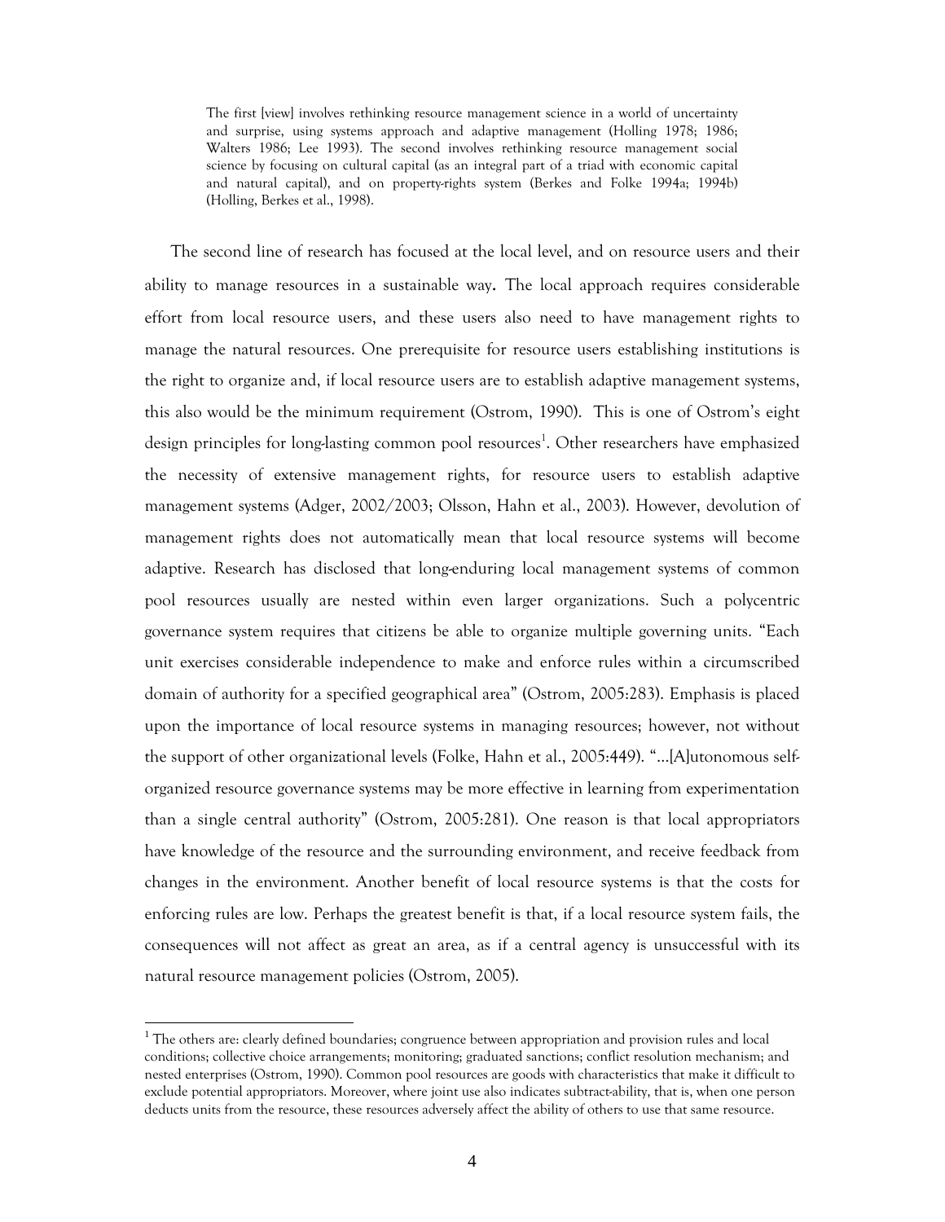> The first [view] involves rethinking resource management science in a world of uncertainty and surprise, using systems approach and adaptive management (Holling 1978; 1986; Walters 1986; Lee 1993). The second involves rethinking resource management social science by focusing on cultural capital (as an integral part of a triad with economic capital and natural capital), and on property-rights system (Berkes and Folke 1994a; 1994b) (Holling, Berkes et al., 1998).

The second line of research has focused at the local level, and on resource users and their ability to manage resources in a sustainable way**.** The local approach requires considerable effort from local resource users, and these users also need to have management rights to manage the natural resources. One prerequisite for resource users establishing institutions is the right to organize and, if local resource users are to establish adaptive management systems, this also would be the minimum requirement (Ostrom, 1990). This is one of Ostrom's eight design principles for long-lasting common pool resources[1]. Other researchers have emphasized the necessity of extensive management rights, for resource users to establish adaptive management systems (Adger, 2002/2003; Olsson, Hahn et al., 2003). However, devolution of management rights does not automatically mean that local resource systems will become adaptive. Research has disclosed that long-enduring local management systems of common pool resources usually are nested within even larger organizations. Such a polycentric governance system requires that citizens be able to organize multiple governing units. "Each unit exercises considerable independence to make and enforce rules within a circumscribed domain of authority for a specified geographical area" (Ostrom, 2005:283). Emphasis is placed upon the importance of local resource systems in managing resources; however, not without the support of other organizational levels (Folke, Hahn et al., 2005:449). "…[A]utonomous self-organized resource governance systems may be more effective in learning from experimentation than a single central authority" (Ostrom, 2005:281). One reason is that local appropriators have knowledge of the resource and the surrounding environment, and receive feedback from changes in the environment. Another benefit of local resource systems is that the costs for enforcing rules are low. Perhaps the greatest benefit is that, if a local resource system fails, the consequences will not affect as great an area, as if a central agency is unsuccessful with its natural resource management policies (Ostrom, 2005).

[1] The others are: clearly defined boundaries; congruence between appropriation and provision rules and local conditions; collective choice arrangements; monitoring; graduated sanctions; conflict resolution mechanism; and nested enterprises (Ostrom, 1990). Common pool resources are goods with characteristics that make it difficult to exclude potential appropriators. Moreover, where joint use also indicates subtract-ability, that is, when one person deducts units from the resource, these resources adversely affect the ability of others to use that same resource.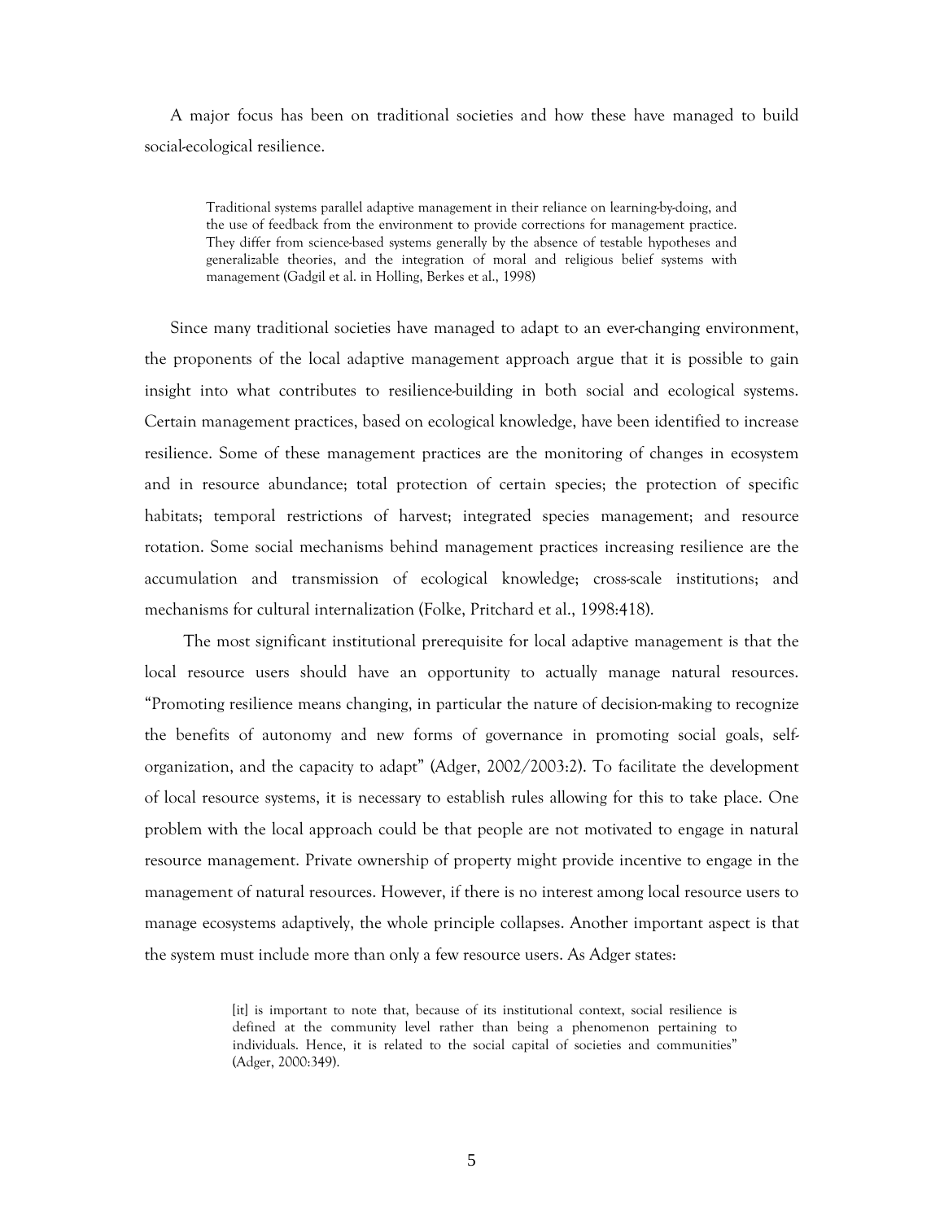A major focus has been on traditional societies and how these have managed to build social-ecological resilience.

> Traditional systems parallel adaptive management in their reliance on learning-by-doing, and the use of feedback from the environment to provide corrections for management practice. They differ from science-based systems generally by the absence of testable hypotheses and generalizable theories, and the integration of moral and religious belief systems with management (Gadgil et al. in Holling, Berkes et al., 1998)

Since many traditional societies have managed to adapt to an ever-changing environment, the proponents of the local adaptive management approach argue that it is possible to gain insight into what contributes to resilience-building in both social and ecological systems. Certain management practices, based on ecological knowledge, have been identified to increase resilience. Some of these management practices are the monitoring of changes in ecosystem and in resource abundance; total protection of certain species; the protection of specific habitats; temporal restrictions of harvest; integrated species management; and resource rotation. Some social mechanisms behind management practices increasing resilience are the accumulation and transmission of ecological knowledge; cross-scale institutions; and mechanisms for cultural internalization (Folke, Pritchard et al., 1998:418).

The most significant institutional prerequisite for local adaptive management is that the local resource users should have an opportunity to actually manage natural resources. "Promoting resilience means changing, in particular the nature of decision-making to recognize the benefits of autonomy and new forms of governance in promoting social goals, self-organization, and the capacity to adapt" (Adger, 2002/2003:2). To facilitate the development of local resource systems, it is necessary to establish rules allowing for this to take place. One problem with the local approach could be that people are not motivated to engage in natural resource management. Private ownership of property might provide incentive to engage in the management of natural resources. However, if there is no interest among local resource users to manage ecosystems adaptively, the whole principle collapses. Another important aspect is that the system must include more than only a few resource users. As Adger states:

> [it] is important to note that, because of its institutional context, social resilience is defined at the community level rather than being a phenomenon pertaining to individuals. Hence, it is related to the social capital of societies and communities" (Adger, 2000:349).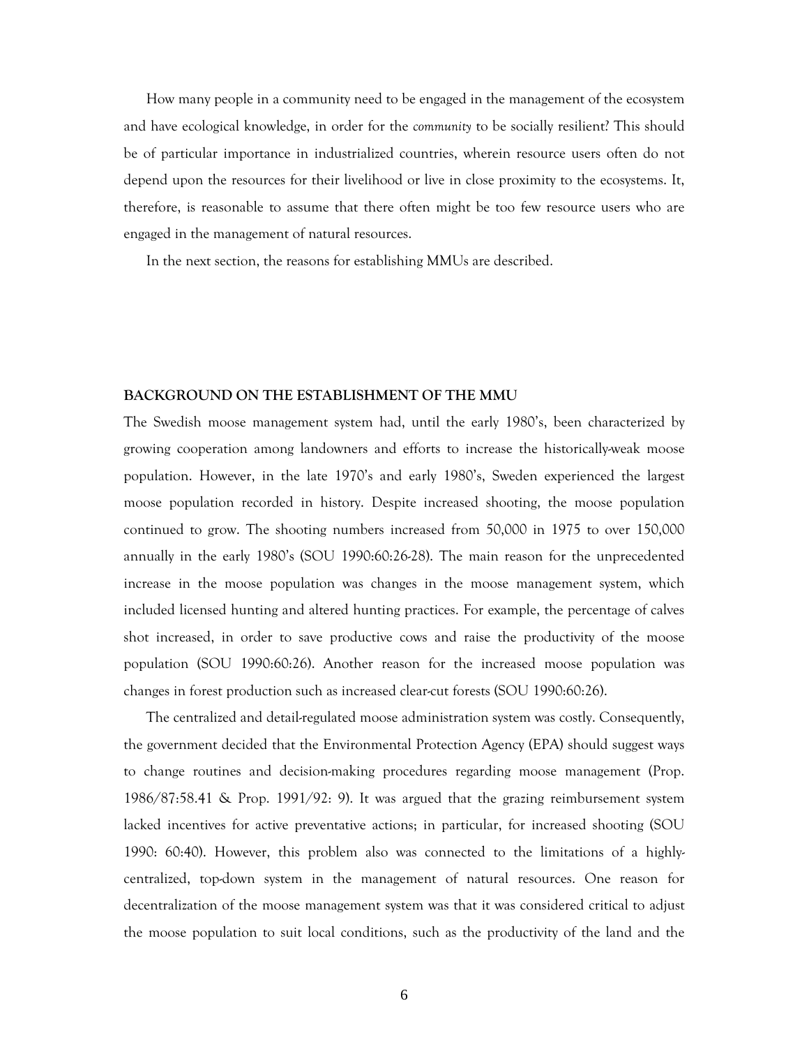How many people in a community need to be engaged in the management of the ecosystem and have ecological knowledge, in order for the *community* to be socially resilient? This should be of particular importance in industrialized countries, wherein resource users often do not depend upon the resources for their livelihood or live in close proximity to the ecosystems. It, therefore, is reasonable to assume that there often might be too few resource users who are engaged in the management of natural resources.

In the next section, the reasons for establishing MMUs are described.

## BACKGROUND ON THE ESTABLISHMENT OF THE MMU

The Swedish moose management system had, until the early 1980's, been characterized by growing cooperation among landowners and efforts to increase the historically-weak moose population. However, in the late 1970's and early 1980's, Sweden experienced the largest moose population recorded in history. Despite increased shooting, the moose population continued to grow. The shooting numbers increased from 50,000 in 1975 to over 150,000 annually in the early 1980's (SOU 1990:60:26-28). The main reason for the unprecedented increase in the moose population was changes in the moose management system, which included licensed hunting and altered hunting practices. For example, the percentage of calves shot increased, in order to save productive cows and raise the productivity of the moose population (SOU 1990:60:26). Another reason for the increased moose population was changes in forest production such as increased clear-cut forests (SOU 1990:60:26).

The centralized and detail-regulated moose administration system was costly. Consequently, the government decided that the Environmental Protection Agency (EPA) should suggest ways to change routines and decision-making procedures regarding moose management (Prop. 1986/87:58.41 & Prop. 1991/92: 9). It was argued that the grazing reimbursement system lacked incentives for active preventative actions; in particular, for increased shooting (SOU 1990: 60:40). However, this problem also was connected to the limitations of a highly-centralized, top-down system in the management of natural resources. One reason for decentralization of the moose management system was that it was considered critical to adjust the moose population to suit local conditions, such as the productivity of the land and the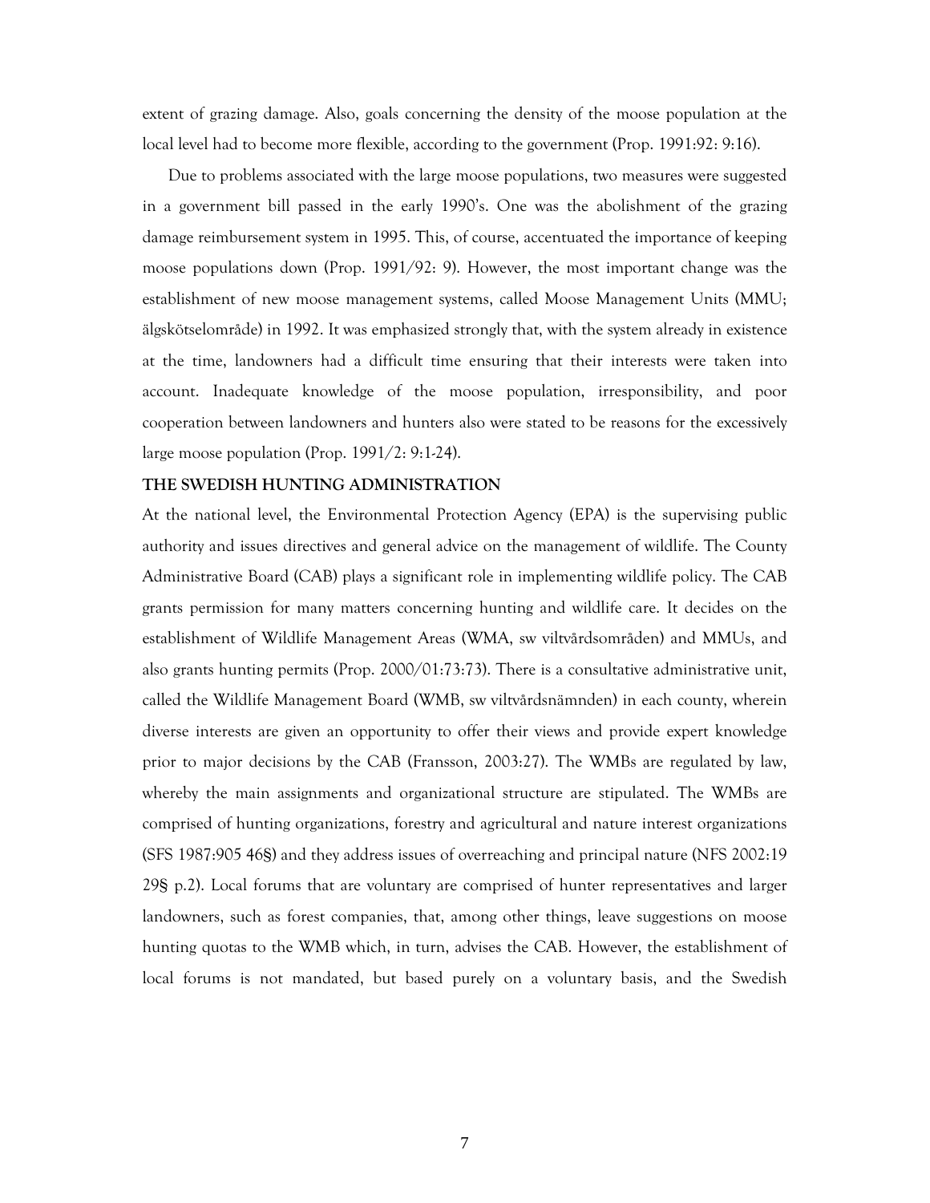extent of grazing damage. Also, goals concerning the density of the moose population at the local level had to become more flexible, according to the government (Prop. 1991:92: 9:16).

Due to problems associated with the large moose populations, two measures were suggested in a government bill passed in the early 1990's. One was the abolishment of the grazing damage reimbursement system in 1995. This, of course, accentuated the importance of keeping moose populations down (Prop. 1991/92: 9). However, the most important change was the establishment of new moose management systems, called Moose Management Units (MMU; älgskötselområde) in 1992. It was emphasized strongly that, with the system already in existence at the time, landowners had a difficult time ensuring that their interests were taken into account. Inadequate knowledge of the moose population, irresponsibility, and poor cooperation between landowners and hunters also were stated to be reasons for the excessively large moose population (Prop. 1991/2: 9:1-24).

**THE SWEDISH HUNTING ADMINISTRATION**

At the national level, the Environmental Protection Agency (EPA) is the supervising public authority and issues directives and general advice on the management of wildlife. The County Administrative Board (CAB) plays a significant role in implementing wildlife policy. The CAB grants permission for many matters concerning hunting and wildlife care. It decides on the establishment of Wildlife Management Areas (WMA, sw viltvårdsområden) and MMUs, and also grants hunting permits (Prop. 2000/01:73:73). There is a consultative administrative unit, called the Wildlife Management Board (WMB, sw viltvårdsnämnden) in each county, wherein diverse interests are given an opportunity to offer their views and provide expert knowledge prior to major decisions by the CAB (Fransson, 2003:27). The WMBs are regulated by law, whereby the main assignments and organizational structure are stipulated. The WMBs are comprised of hunting organizations, forestry and agricultural and nature interest organizations (SFS 1987:905 46§) and they address issues of overreaching and principal nature (NFS 2002:19 29§ p.2). Local forums that are voluntary are comprised of hunter representatives and larger landowners, such as forest companies, that, among other things, leave suggestions on moose hunting quotas to the WMB which, in turn, advises the CAB. However, the establishment of local forums is not mandated, but based purely on a voluntary basis, and the Swedish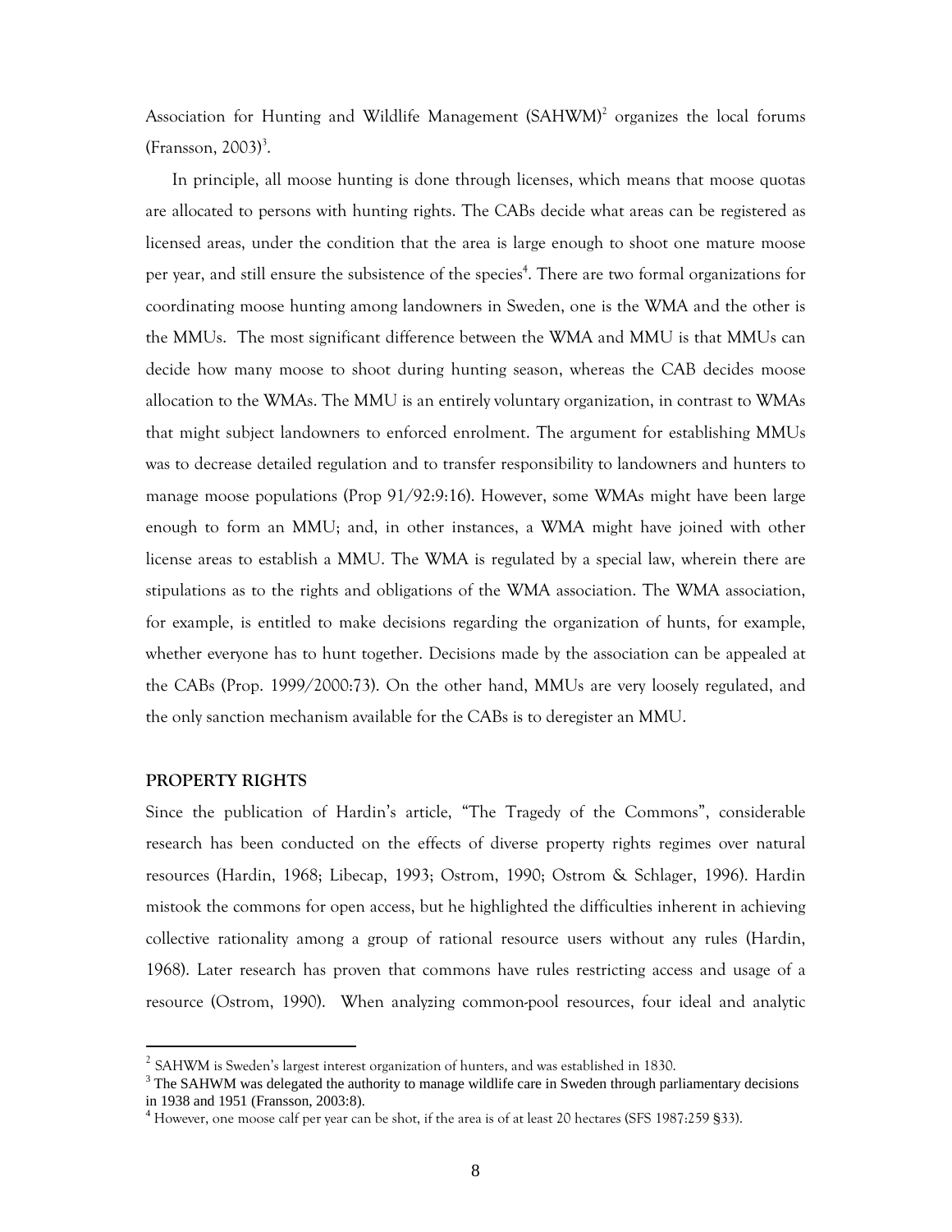Association for Hunting and Wildlife Management (SAHWM)[2] organizes the local forums (Fransson, 2003)[3].

In principle, all moose hunting is done through licenses, which means that moose quotas are allocated to persons with hunting rights. The CABs decide what areas can be registered as licensed areas, under the condition that the area is large enough to shoot one mature moose per year, and still ensure the subsistence of the species[4]. There are two formal organizations for coordinating moose hunting among landowners in Sweden, one is the WMA and the other is the MMUs. The most significant difference between the WMA and MMU is that MMUs can decide how many moose to shoot during hunting season, whereas the CAB decides moose allocation to the WMAs. The MMU is an entirely voluntary organization, in contrast to WMAs that might subject landowners to enforced enrolment. The argument for establishing MMUs was to decrease detailed regulation and to transfer responsibility to landowners and hunters to manage moose populations (Prop 91/92:9:16). However, some WMAs might have been large enough to form an MMU; and, in other instances, a WMA might have joined with other license areas to establish a MMU. The WMA is regulated by a special law, wherein there are stipulations as to the rights and obligations of the WMA association. The WMA association, for example, is entitled to make decisions regarding the organization of hunts, for example, whether everyone has to hunt together. Decisions made by the association can be appealed at the CABs (Prop. 1999/2000:73). On the other hand, MMUs are very loosely regulated, and the only sanction mechanism available for the CABs is to deregister an MMU.

## PROPERTY RIGHTS

Since the publication of Hardin's article, "The Tragedy of the Commons", considerable research has been conducted on the effects of diverse property rights regimes over natural resources (Hardin, 1968; Libecap, 1993; Ostrom, 1990; Ostrom & Schlager, 1996). Hardin mistook the commons for open access, but he highlighted the difficulties inherent in achieving collective rationality among a group of rational resource users without any rules (Hardin, 1968). Later research has proven that commons have rules restricting access and usage of a resource (Ostrom, 1990). When analyzing common-pool resources, four ideal and analytic

---

[2] SAHWM is Sweden's largest interest organization of hunters, and was established in 1830.

[3] The SAHWM was delegated the authority to manage wildlife care in Sweden through parliamentary decisions in 1938 and 1951 (Fransson, 2003:8).

[4] However, one moose calf per year can be shot, if the area is of at least 20 hectares (SFS 1987:259 §33).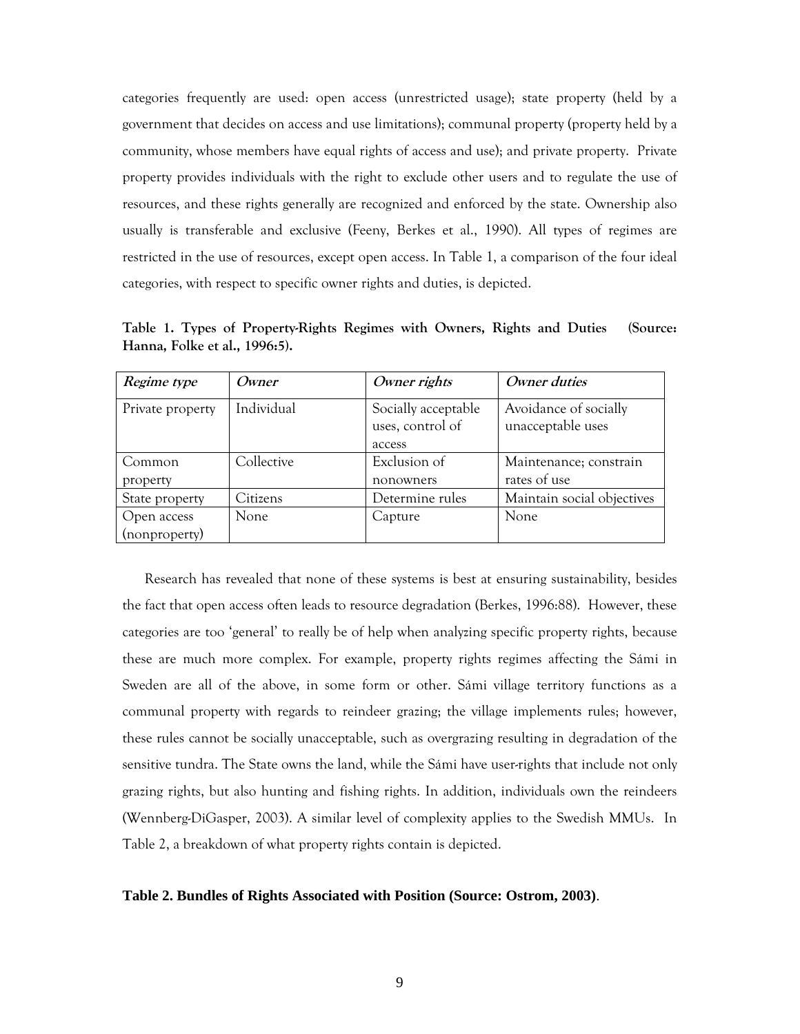categories frequently are used: open access (unrestricted usage); state property (held by a government that decides on access and use limitations); communal property (property held by a community, whose members have equal rights of access and use); and private property. Private property provides individuals with the right to exclude other users and to regulate the use of resources, and these rights generally are recognized and enforced by the state. Ownership also usually is transferable and exclusive (Feeny, Berkes et al., 1990). All types of regimes are restricted in the use of resources, except open access. In Table 1, a comparison of the four ideal categories, with respect to specific owner rights and duties, is depicted.

**Table 1. Types of Property-Rights Regimes with Owners, Rights and Duties (Source: Hanna, Folke et al., 1996:5).**

| *Regime type* | *Owner* | *Owner rights* | *Owner duties* |
|---|---|---|---|
| Private property | Individual | Socially acceptable uses, control of access | Avoidance of socially unacceptable uses |
| Common property | Collective | Exclusion of nonowners | Maintenance; constrain rates of use |
| State property | Citizens | Determine rules | Maintain social objectives |
| Open access (nonproperty) | None | Capture | None |

Research has revealed that none of these systems is best at ensuring sustainability, besides the fact that open access often leads to resource degradation (Berkes, 1996:88). However, these categories are too 'general' to really be of help when analyzing specific property rights, because these are much more complex. For example, property rights regimes affecting the Sámi in Sweden are all of the above, in some form or other. Sámi village territory functions as a communal property with regards to reindeer grazing; the village implements rules; however, these rules cannot be socially unacceptable, such as overgrazing resulting in degradation of the sensitive tundra. The State owns the land, while the Sámi have user-rights that include not only grazing rights, but also hunting and fishing rights. In addition, individuals own the reindeers (Wennberg-DiGasper, 2003). A similar level of complexity applies to the Swedish MMUs. In Table 2, a breakdown of what property rights contain is depicted.

**Table 2. Bundles of Rights Associated with Position (Source: Ostrom, 2003)**.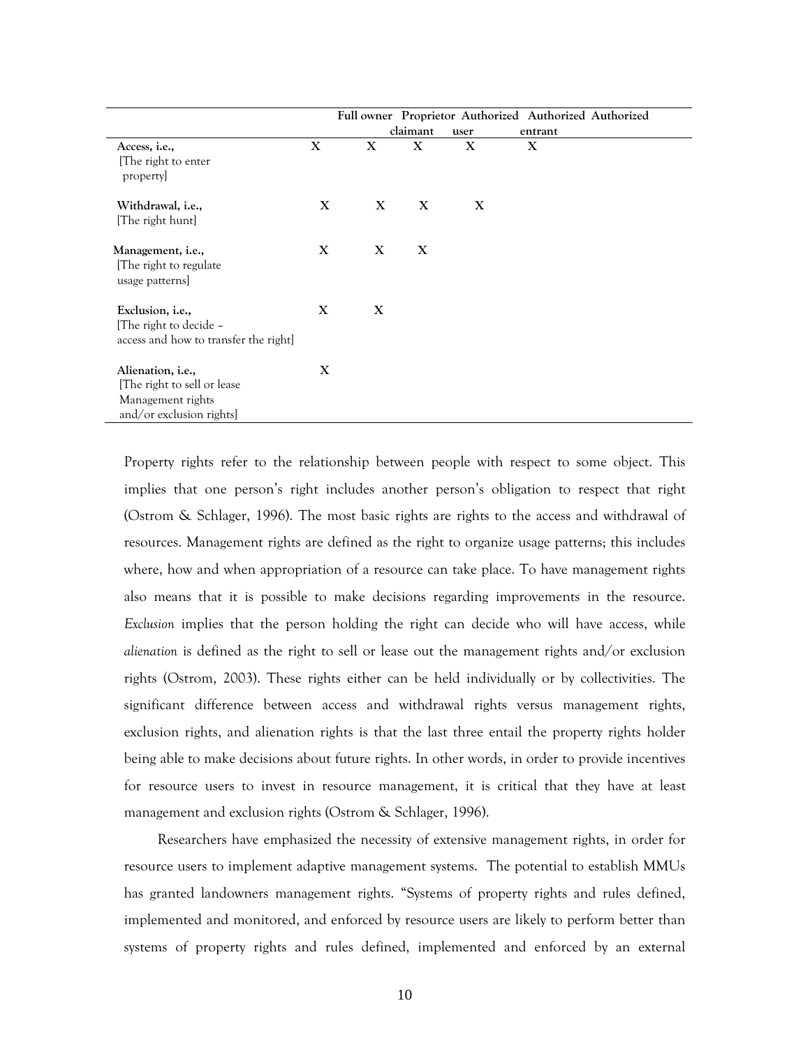| | Full owner | Proprietor | Authorized claimant | Authorized user | Authorized entrant |
|---|---|---|---|---|---|
| Access, i.e., [The right to enter property] | X | X | X | X | X |
| Withdrawal, i.e., [The right hunt] | X | X | X | X | |
| Management, i.e., [The right to regulate usage patterns] | X | X | X | | |
| Exclusion, i.e., [The right to decide – access and how to transfer the right] | X | X | | | |
| Alienation, i.e., [The right to sell or lease Management rights and/or exclusion rights] | X | | | | |

Property rights refer to the relationship between people with respect to some object. This implies that one person's right includes another person's obligation to respect that right (Ostrom & Schlager, 1996). The most basic rights are rights to the access and withdrawal of resources. Management rights are defined as the right to organize usage patterns; this includes where, how and when appropriation of a resource can take place. To have management rights also means that it is possible to make decisions regarding improvements in the resource. *Exclusion* implies that the person holding the right can decide who will have access, while *alienation* is defined as the right to sell or lease out the management rights and/or exclusion rights (Ostrom, 2003). These rights either can be held individually or by collectivities. The significant difference between access and withdrawal rights versus management rights, exclusion rights, and alienation rights is that the last three entail the property rights holder being able to make decisions about future rights. In other words, in order to provide incentives for resource users to invest in resource management, it is critical that they have at least management and exclusion rights (Ostrom & Schlager, 1996).

Researchers have emphasized the necessity of extensive management rights, in order for resource users to implement adaptive management systems. The potential to establish MMUs has granted landowners management rights. "Systems of property rights and rules defined, implemented and monitored, and enforced by resource users are likely to perform better than systems of property rights and rules defined, implemented and enforced by an external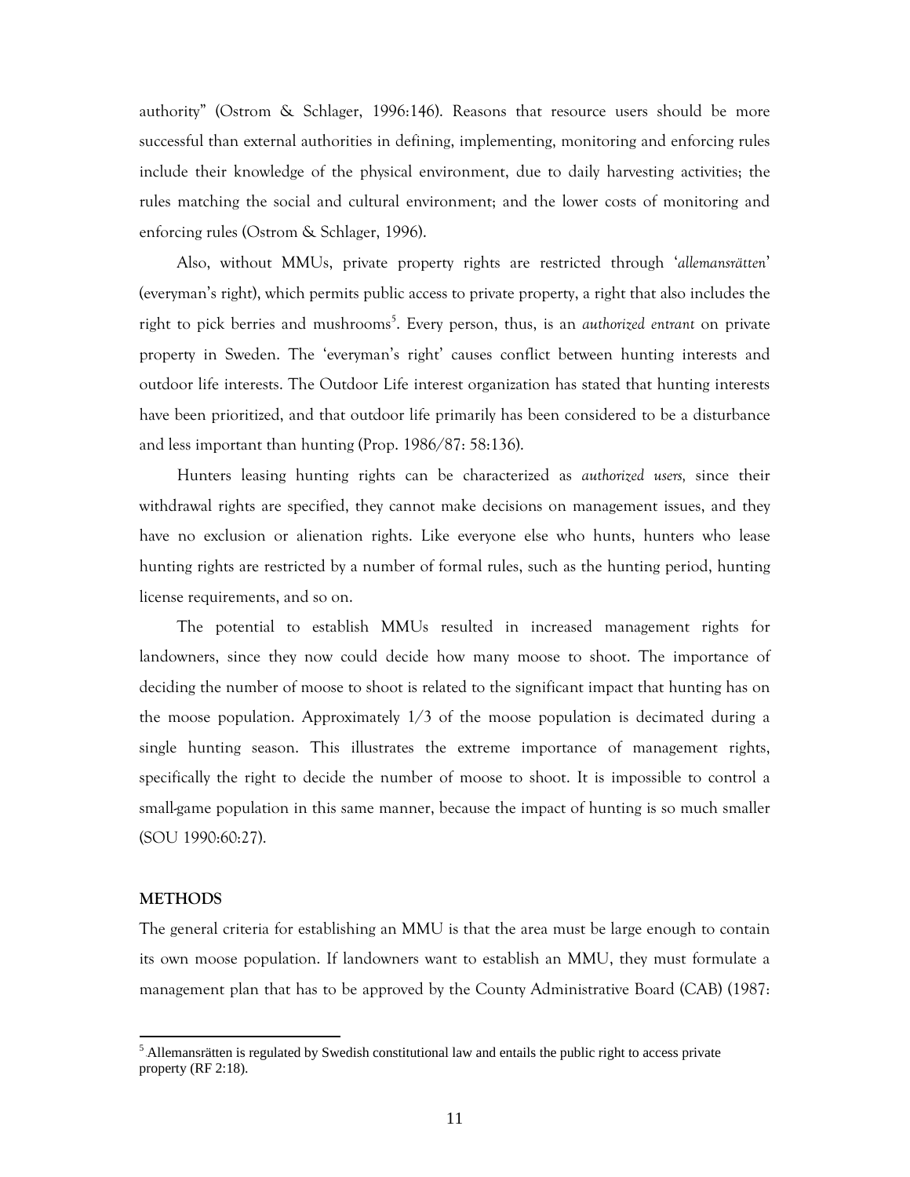authority" (Ostrom & Schlager, 1996:146). Reasons that resource users should be more successful than external authorities in defining, implementing, monitoring and enforcing rules include their knowledge of the physical environment, due to daily harvesting activities; the rules matching the social and cultural environment; and the lower costs of monitoring and enforcing rules (Ostrom & Schlager, 1996).

Also, without MMUs, private property rights are restricted through '*allemansrätten*' (everyman's right), which permits public access to private property, a right that also includes the right to pick berries and mushrooms[5]. Every person, thus, is an *authorized entrant* on private property in Sweden. The 'everyman's right' causes conflict between hunting interests and outdoor life interests. The Outdoor Life interest organization has stated that hunting interests have been prioritized, and that outdoor life primarily has been considered to be a disturbance and less important than hunting (Prop. 1986/87: 58:136).

Hunters leasing hunting rights can be characterized as *authorized users,* since their withdrawal rights are specified, they cannot make decisions on management issues, and they have no exclusion or alienation rights. Like everyone else who hunts, hunters who lease hunting rights are restricted by a number of formal rules, such as the hunting period, hunting license requirements, and so on.

The potential to establish MMUs resulted in increased management rights for landowners, since they now could decide how many moose to shoot. The importance of deciding the number of moose to shoot is related to the significant impact that hunting has on the moose population. Approximately 1/3 of the moose population is decimated during a single hunting season. This illustrates the extreme importance of management rights, specifically the right to decide the number of moose to shoot. It is impossible to control a small-game population in this same manner, because the impact of hunting is so much smaller (SOU 1990:60:27).

## METHODS

The general criteria for establishing an MMU is that the area must be large enough to contain its own moose population. If landowners want to establish an MMU, they must formulate a management plan that has to be approved by the County Administrative Board (CAB) (1987:

[5] Allemansrätten is regulated by Swedish constitutional law and entails the public right to access private property (RF 2:18).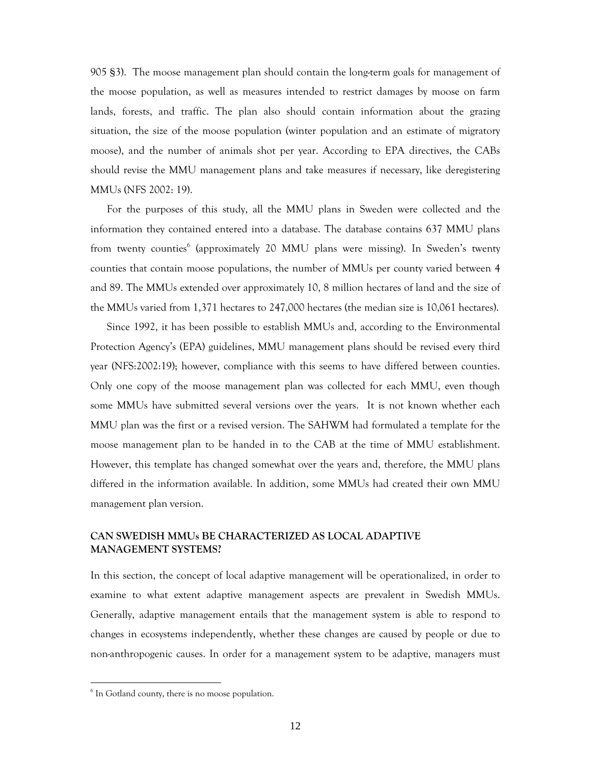905 §3). The moose management plan should contain the long-term goals for management of the moose population, as well as measures intended to restrict damages by moose on farm lands, forests, and traffic. The plan also should contain information about the grazing situation, the size of the moose population (winter population and an estimate of migratory moose), and the number of animals shot per year. According to EPA directives, the CABs should revise the MMU management plans and take measures if necessary, like deregistering MMUs (NFS 2002: 19).

For the purposes of this study, all the MMU plans in Sweden were collected and the information they contained entered into a database. The database contains 637 MMU plans from twenty counties[6] (approximately 20 MMU plans were missing). In Sweden's twenty counties that contain moose populations, the number of MMUs per county varied between 4 and 89. The MMUs extended over approximately 10, 8 million hectares of land and the size of the MMUs varied from 1,371 hectares to 247,000 hectares (the median size is 10,061 hectares).

Since 1992, it has been possible to establish MMUs and, according to the Environmental Protection Agency's (EPA) guidelines, MMU management plans should be revised every third year (NFS:2002:19); however, compliance with this seems to have differed between counties. Only one copy of the moose management plan was collected for each MMU, even though some MMUs have submitted several versions over the years. It is not known whether each MMU plan was the first or a revised version. The SAHWM had formulated a template for the moose management plan to be handed in to the CAB at the time of MMU establishment. However, this template has changed somewhat over the years and, therefore, the MMU plans differed in the information available. In addition, some MMUs had created their own MMU management plan version.

## CAN SWEDISH MMUs BE CHARACTERIZED AS LOCAL ADAPTIVE MANAGEMENT SYSTEMS?

In this section, the concept of local adaptive management will be operationalized, in order to examine to what extent adaptive management aspects are prevalent in Swedish MMUs. Generally, adaptive management entails that the management system is able to respond to changes in ecosystems independently, whether these changes are caused by people or due to non-anthropogenic causes. In order for a management system to be adaptive, managers must

[6] In Gotland county, there is no moose population.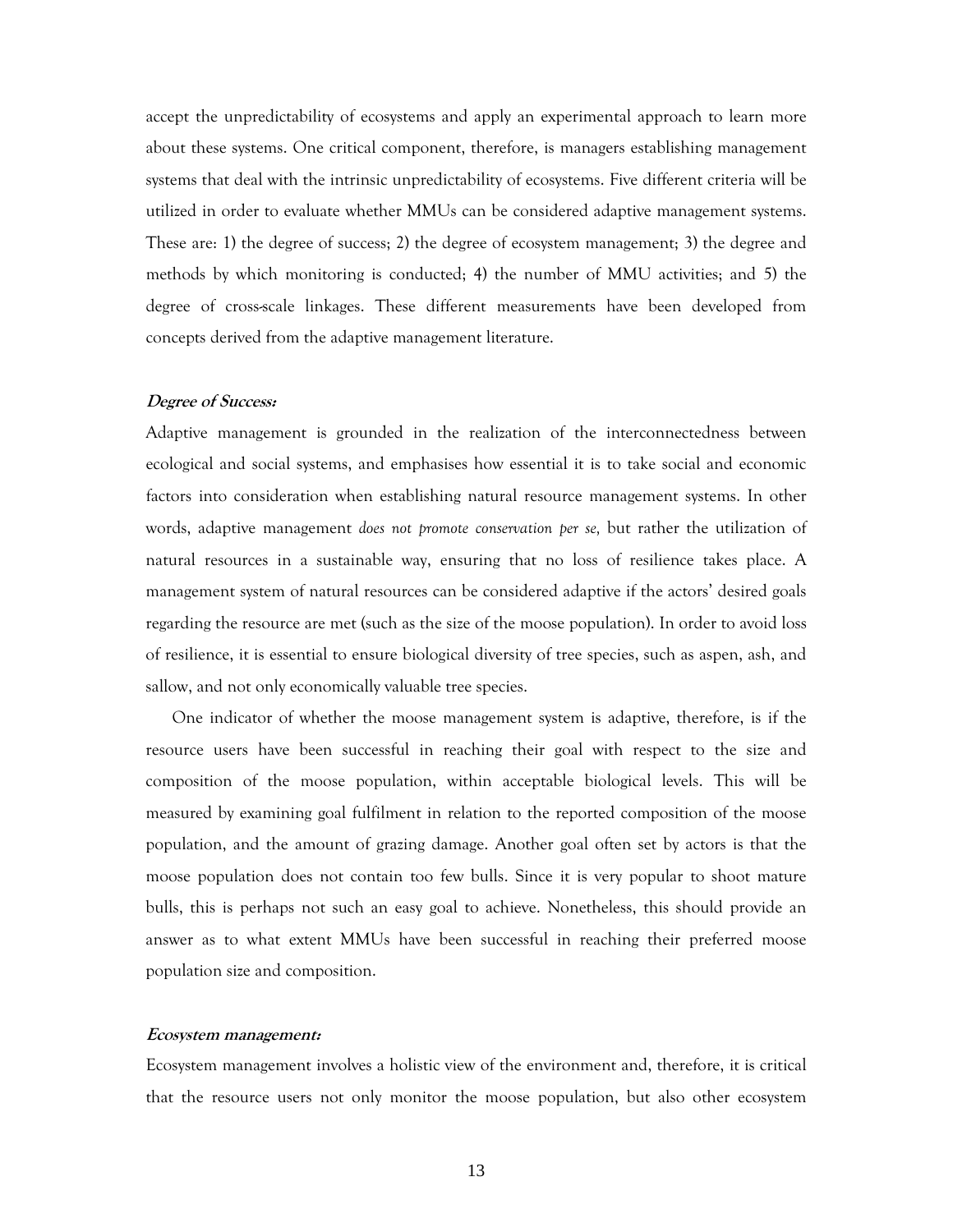accept the unpredictability of ecosystems and apply an experimental approach to learn more about these systems. One critical component, therefore, is managers establishing management systems that deal with the intrinsic unpredictability of ecosystems. Five different criteria will be utilized in order to evaluate whether MMUs can be considered adaptive management systems. These are: 1) the degree of success; 2) the degree of ecosystem management; 3) the degree and methods by which monitoring is conducted; 4) the number of MMU activities; and 5) the degree of cross-scale linkages. These different measurements have been developed from concepts derived from the adaptive management literature.

***Degree of Success:***

Adaptive management is grounded in the realization of the interconnectedness between ecological and social systems, and emphasises how essential it is to take social and economic factors into consideration when establishing natural resource management systems. In other words, adaptive management *does not promote conservation per se,* but rather the utilization of natural resources in a sustainable way, ensuring that no loss of resilience takes place. A management system of natural resources can be considered adaptive if the actors' desired goals regarding the resource are met (such as the size of the moose population). In order to avoid loss of resilience, it is essential to ensure biological diversity of tree species, such as aspen, ash, and sallow, and not only economically valuable tree species.

One indicator of whether the moose management system is adaptive, therefore, is if the resource users have been successful in reaching their goal with respect to the size and composition of the moose population, within acceptable biological levels. This will be measured by examining goal fulfilment in relation to the reported composition of the moose population, and the amount of grazing damage. Another goal often set by actors is that the moose population does not contain too few bulls. Since it is very popular to shoot mature bulls, this is perhaps not such an easy goal to achieve. Nonetheless, this should provide an answer as to what extent MMUs have been successful in reaching their preferred moose population size and composition.

***Ecosystem management:***

Ecosystem management involves a holistic view of the environment and, therefore, it is critical that the resource users not only monitor the moose population, but also other ecosystem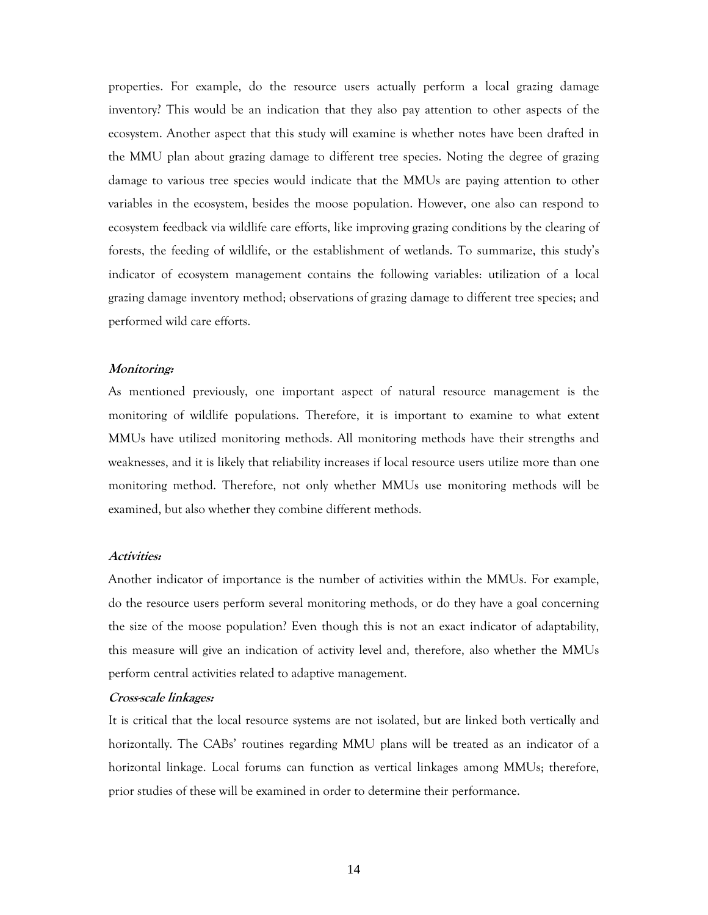properties. For example, do the resource users actually perform a local grazing damage inventory? This would be an indication that they also pay attention to other aspects of the ecosystem. Another aspect that this study will examine is whether notes have been drafted in the MMU plan about grazing damage to different tree species. Noting the degree of grazing damage to various tree species would indicate that the MMUs are paying attention to other variables in the ecosystem, besides the moose population. However, one also can respond to ecosystem feedback via wildlife care efforts, like improving grazing conditions by the clearing of forests, the feeding of wildlife, or the establishment of wetlands. To summarize, this study's indicator of ecosystem management contains the following variables: utilization of a local grazing damage inventory method; observations of grazing damage to different tree species; and performed wild care efforts.

***Monitoring:***

As mentioned previously, one important aspect of natural resource management is the monitoring of wildlife populations. Therefore, it is important to examine to what extent MMUs have utilized monitoring methods. All monitoring methods have their strengths and weaknesses, and it is likely that reliability increases if local resource users utilize more than one monitoring method. Therefore, not only whether MMUs use monitoring methods will be examined, but also whether they combine different methods.

***Activities:***

Another indicator of importance is the number of activities within the MMUs. For example, do the resource users perform several monitoring methods, or do they have a goal concerning the size of the moose population? Even though this is not an exact indicator of adaptability, this measure will give an indication of activity level and, therefore, also whether the MMUs perform central activities related to adaptive management.

***Cross-scale linkages:***

It is critical that the local resource systems are not isolated, but are linked both vertically and horizontally. The CABs' routines regarding MMU plans will be treated as an indicator of a horizontal linkage. Local forums can function as vertical linkages among MMUs; therefore, prior studies of these will be examined in order to determine their performance.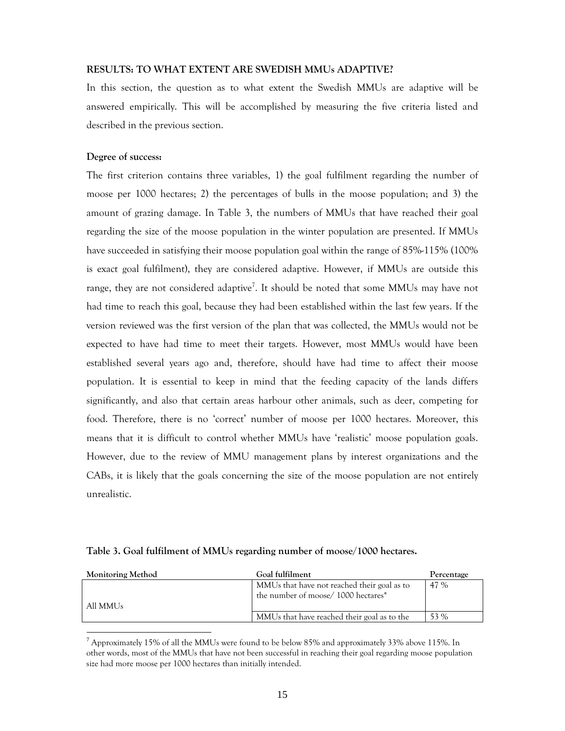**RESULTS: TO WHAT EXTENT ARE SWEDISH MMUs ADAPTIVE?**

In this section, the question as to what extent the Swedish MMUs are adaptive will be answered empirically. This will be accomplished by measuring the five criteria listed and described in the previous section.

**Degree of success:**

The first criterion contains three variables, 1) the goal fulfilment regarding the number of moose per 1000 hectares; 2) the percentages of bulls in the moose population; and 3) the amount of grazing damage. In Table 3, the numbers of MMUs that have reached their goal regarding the size of the moose population in the winter population are presented. If MMUs have succeeded in satisfying their moose population goal within the range of 85%-115% (100% is exact goal fulfilment), they are considered adaptive. However, if MMUs are outside this range, they are not considered adaptive[7]. It should be noted that some MMUs may have not had time to reach this goal, because they had been established within the last few years. If the version reviewed was the first version of the plan that was collected, the MMUs would not be expected to have had time to meet their targets. However, most MMUs would have been established several years ago and, therefore, should have had time to affect their moose population. It is essential to keep in mind that the feeding capacity of the lands differs significantly, and also that certain areas harbour other animals, such as deer, competing for food. Therefore, there is no 'correct' number of moose per 1000 hectares. Moreover, this means that it is difficult to control whether MMUs have 'realistic' moose population goals. However, due to the review of MMU management plans by interest organizations and the CABs, it is likely that the goals concerning the size of the moose population are not entirely unrealistic.

**Table 3. Goal fulfilment of MMUs regarding number of moose/1000 hectares.**

| Monitoring Method | Goal fulfilment | Percentage |
|---|---|---|
| All MMUs | MMUs that have not reached their goal as to the number of moose/ 1000 hectares* | 47 % |
| | MMUs that have reached their goal as to the | 53 % |

[7] Approximately 15% of all the MMUs were found to be below 85% and approximately 33% above 115%. In other words, most of the MMUs that have not been successful in reaching their goal regarding moose population size had more moose per 1000 hectares than initially intended.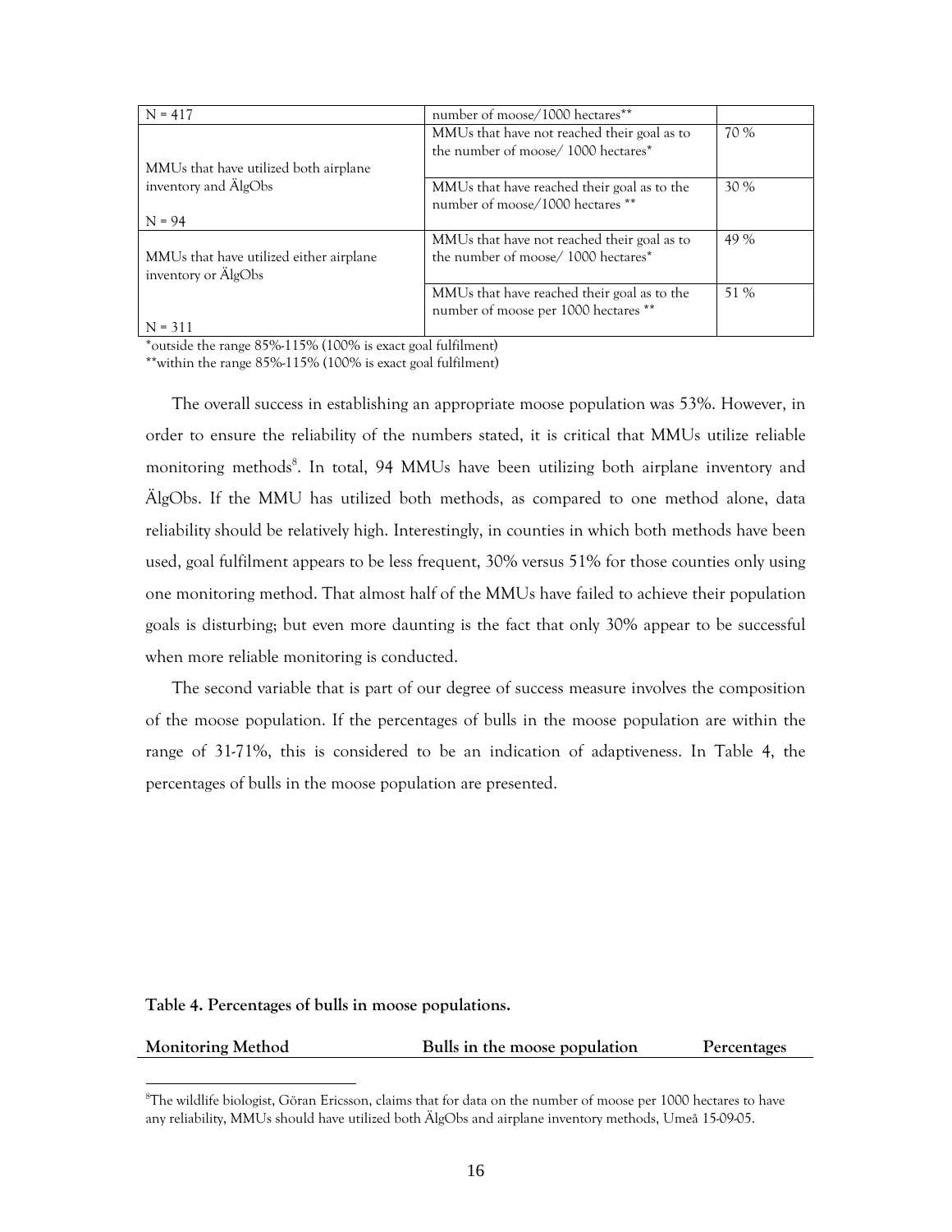| N = 417 | number of moose/1000 hectares** | |
|---|---|---|
| MMUs that have utilized both airplane inventory and ÄlgObs<br><br>N = 94 | MMUs that have not reached their goal as to the number of moose/ 1000 hectares* | 70 % |
| | MMUs that have reached their goal as to the number of moose/1000 hectares ** | 30 % |
| MMUs that have utilized either airplane inventory or ÄlgObs<br><br>N = 311 | MMUs that have not reached their goal as to the number of moose/ 1000 hectares* | 49 % |
| | MMUs that have reached their goal as to the number of moose per 1000 hectares ** | 51 % |

*outside the range 85%-115% (100% is exact goal fulfilment)

**within the range 85%-115% (100% is exact goal fulfilment)

The overall success in establishing an appropriate moose population was 53%. However, in order to ensure the reliability of the numbers stated, it is critical that MMUs utilize reliable monitoring methods[8]. In total, 94 MMUs have been utilizing both airplane inventory and ÄlgObs. If the MMU has utilized both methods, as compared to one method alone, data reliability should be relatively high. Interestingly, in counties in which both methods have been used, goal fulfilment appears to be less frequent, 30% versus 51% for those counties only using one monitoring method. That almost half of the MMUs have failed to achieve their population goals is disturbing; but even more daunting is the fact that only 30% appear to be successful when more reliable monitoring is conducted.

The second variable that is part of our degree of success measure involves the composition of the moose population. If the percentages of bulls in the moose population are within the range of 31-71%, this is considered to be an indication of adaptiveness. In Table 4, the percentages of bulls in the moose population are presented.

**Table 4. Percentages of bulls in moose populations.**

| Monitoring Method | Bulls in the moose population | Percentages |
|---|---|---|

[8]The wildlife biologist, Göran Ericsson, claims that for data on the number of moose per 1000 hectares to have any reliability, MMUs should have utilized both ÄlgObs and airplane inventory methods, Umeå 15-09-05.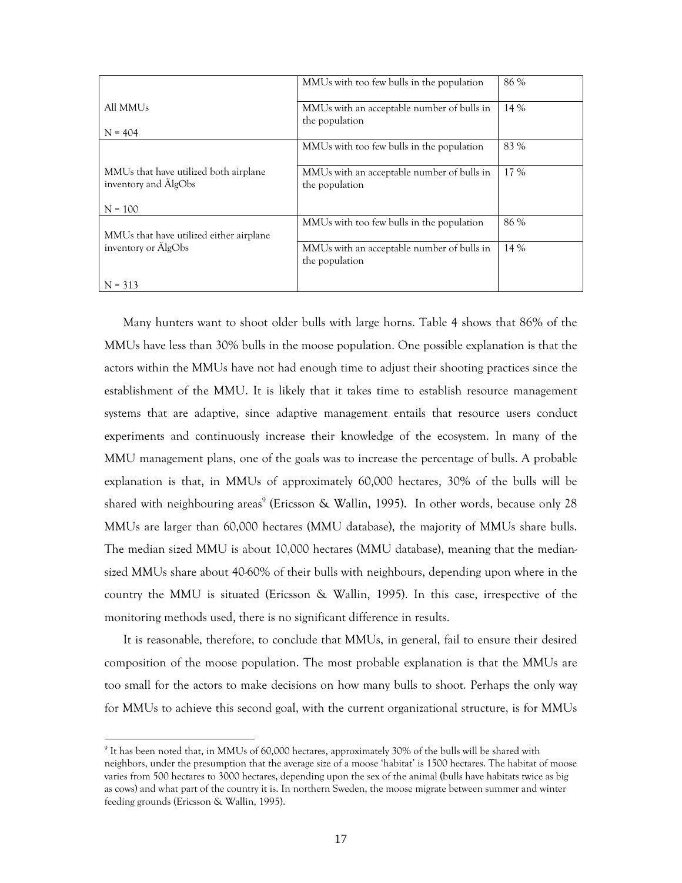| | | |
|---|---|---|
| All MMUs<br><br>N = 404 | MMUs with too few bulls in the population | 86 % |
| | MMUs with an acceptable number of bulls in the population | 14 % |
| MMUs that have utilized both airplane inventory and ÄlgObs<br><br>N = 100 | MMUs with too few bulls in the population | 83 % |
| | MMUs with an acceptable number of bulls in the population | 17 % |
| MMUs that have utilized either airplane inventory or ÄlgObs<br><br>N = 313 | MMUs with too few bulls in the population | 86 % |
| | MMUs with an acceptable number of bulls in the population | 14 % |

Many hunters want to shoot older bulls with large horns. Table 4 shows that 86% of the MMUs have less than 30% bulls in the moose population. One possible explanation is that the actors within the MMUs have not had enough time to adjust their shooting practices since the establishment of the MMU. It is likely that it takes time to establish resource management systems that are adaptive, since adaptive management entails that resource users conduct experiments and continuously increase their knowledge of the ecosystem. In many of the MMU management plans, one of the goals was to increase the percentage of bulls. A probable explanation is that, in MMUs of approximately 60,000 hectares, 30% of the bulls will be shared with neighbouring areas[9] (Ericsson & Wallin, 1995). In other words, because only 28 MMUs are larger than 60,000 hectares (MMU database), the majority of MMUs share bulls. The median sized MMU is about 10,000 hectares (MMU database), meaning that the median-sized MMUs share about 40-60% of their bulls with neighbours, depending upon where in the country the MMU is situated (Ericsson & Wallin, 1995). In this case, irrespective of the monitoring methods used, there is no significant difference in results.

It is reasonable, therefore, to conclude that MMUs, in general, fail to ensure their desired composition of the moose population. The most probable explanation is that the MMUs are too small for the actors to make decisions on how many bulls to shoot. Perhaps the only way for MMUs to achieve this second goal, with the current organizational structure, is for MMUs

[9] It has been noted that, in MMUs of 60,000 hectares, approximately 30% of the bulls will be shared with neighbors, under the presumption that the average size of a moose 'habitat' is 1500 hectares. The habitat of moose varies from 500 hectares to 3000 hectares, depending upon the sex of the animal (bulls have habitats twice as big as cows) and what part of the country it is. In northern Sweden, the moose migrate between summer and winter feeding grounds (Ericsson & Wallin, 1995).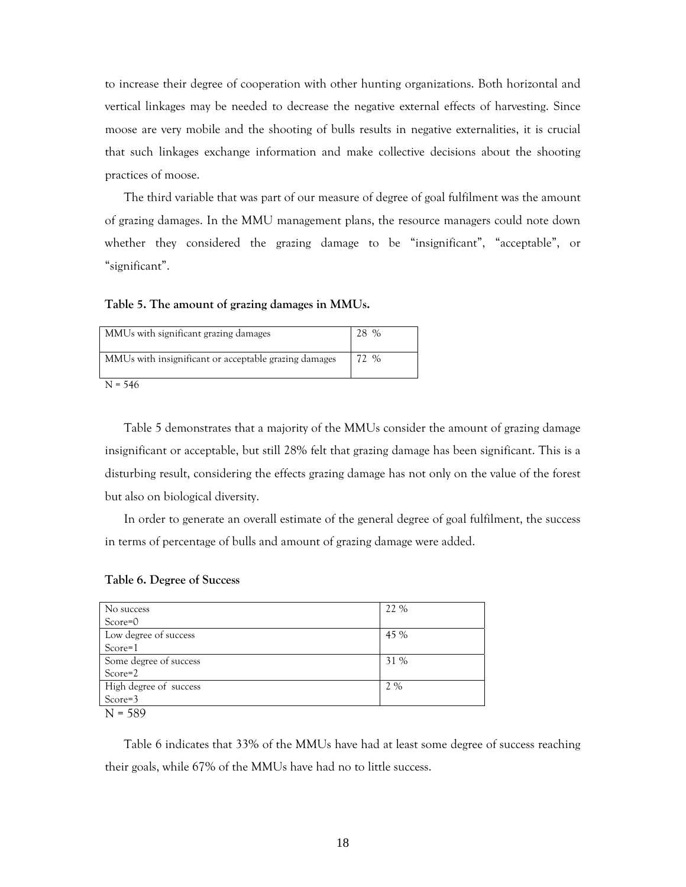to increase their degree of cooperation with other hunting organizations. Both horizontal and vertical linkages may be needed to decrease the negative external effects of harvesting. Since moose are very mobile and the shooting of bulls results in negative externalities, it is crucial that such linkages exchange information and make collective decisions about the shooting practices of moose.

The third variable that was part of our measure of degree of goal fulfilment was the amount of grazing damages. In the MMU management plans, the resource managers could note down whether they considered the grazing damage to be "insignificant", "acceptable", or "significant".

**Table 5. The amount of grazing damages in MMUs.**

| | |
|---|---|
| MMUs with significant grazing damages | 28 % |
| MMUs with insignificant or acceptable grazing damages | 72 % |

N = 546

Table 5 demonstrates that a majority of the MMUs consider the amount of grazing damage insignificant or acceptable, but still 28% felt that grazing damage has been significant. This is a disturbing result, considering the effects grazing damage has not only on the value of the forest but also on biological diversity.

In order to generate an overall estimate of the general degree of goal fulfilment, the success in terms of percentage of bulls and amount of grazing damage were added.

**Table 6. Degree of Success**

| | |
|---|---|
| No success<br>Score=0 | 22 % |
| Low degree of success<br>Score=1 | 45 % |
| Some degree of success<br>Score=2 | 31 % |
| High degree of success<br>Score=3 | 2 % |

N = 589

Table 6 indicates that 33% of the MMUs have had at least some degree of success reaching their goals, while 67% of the MMUs have had no to little success.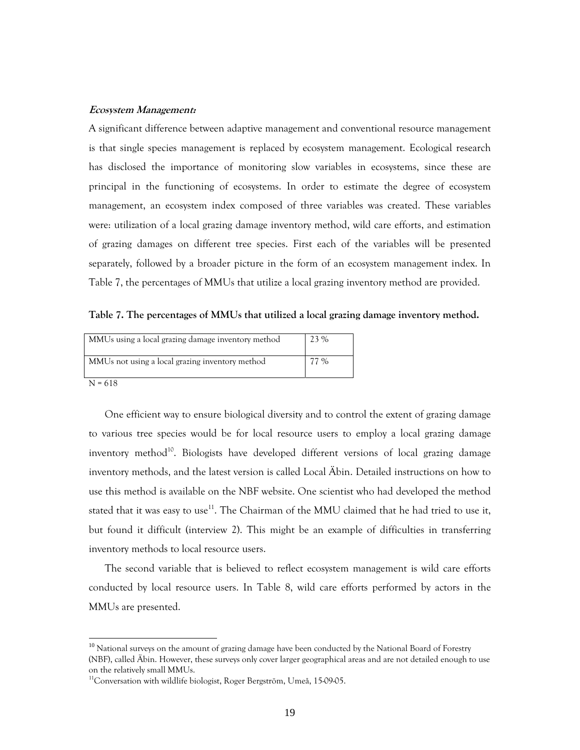***Ecosystem Management:***

A significant difference between adaptive management and conventional resource management is that single species management is replaced by ecosystem management. Ecological research has disclosed the importance of monitoring slow variables in ecosystems, since these are principal in the functioning of ecosystems. In order to estimate the degree of ecosystem management, an ecosystem index composed of three variables was created. These variables were: utilization of a local grazing damage inventory method, wild care efforts, and estimation of grazing damages on different tree species. First each of the variables will be presented separately, followed by a broader picture in the form of an ecosystem management index. In Table 7, the percentages of MMUs that utilize a local grazing inventory method are provided.

**Table 7. The percentages of MMUs that utilized a local grazing damage inventory method.**

| | |
|---|---|
| MMUs using a local grazing damage inventory method | 23 % |
| MMUs not using a local grazing inventory method | 77 % |

N = 618

One efficient way to ensure biological diversity and to control the extent of grazing damage to various tree species would be for local resource users to employ a local grazing damage inventory method[10]. Biologists have developed different versions of local grazing damage inventory methods, and the latest version is called Local Äbin. Detailed instructions on how to use this method is available on the NBF website. One scientist who had developed the method stated that it was easy to use[11]. The Chairman of the MMU claimed that he had tried to use it, but found it difficult (interview 2). This might be an example of difficulties in transferring inventory methods to local resource users.

The second variable that is believed to reflect ecosystem management is wild care efforts conducted by local resource users. In Table 8, wild care efforts performed by actors in the MMUs are presented.

[10] National surveys on the amount of grazing damage have been conducted by the National Board of Forestry (NBF), called Äbin. However, these surveys only cover larger geographical areas and are not detailed enough to use on the relatively small MMUs.

[11] Conversation with wildlife biologist, Roger Bergström, Umeå, 15-09-05.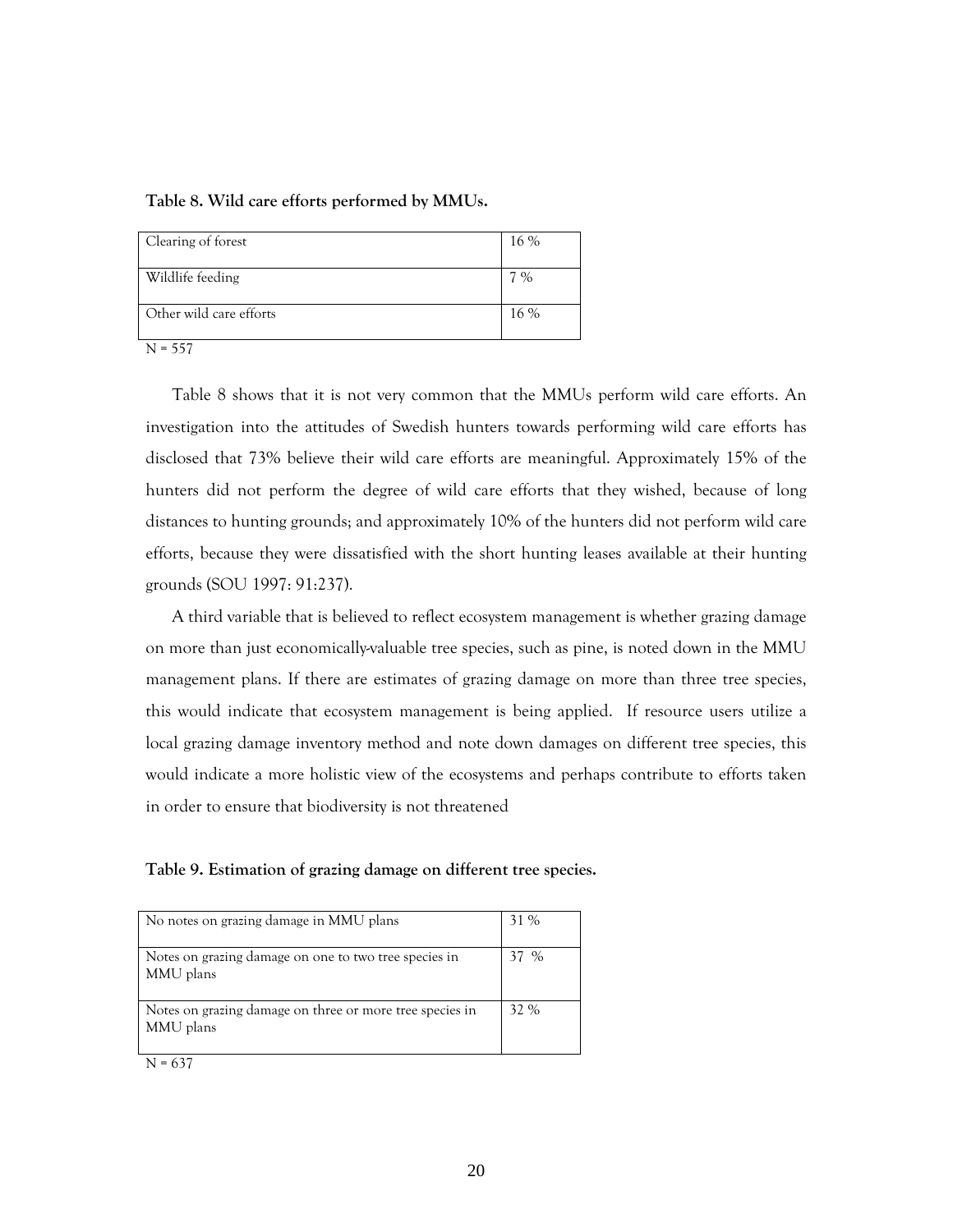**Table 8. Wild care efforts performed by MMUs.**

| | |
|---|---|
| Clearing of forest | 16 % |
| Wildlife feeding | 7 % |
| Other wild care efforts | 16 % |

N = 557

Table 8 shows that it is not very common that the MMUs perform wild care efforts. An investigation into the attitudes of Swedish hunters towards performing wild care efforts has disclosed that 73% believe their wild care efforts are meaningful. Approximately 15% of the hunters did not perform the degree of wild care efforts that they wished, because of long distances to hunting grounds; and approximately 10% of the hunters did not perform wild care efforts, because they were dissatisfied with the short hunting leases available at their hunting grounds (SOU 1997: 91:237).

A third variable that is believed to reflect ecosystem management is whether grazing damage on more than just economically-valuable tree species, such as pine, is noted down in the MMU management plans. If there are estimates of grazing damage on more than three tree species, this would indicate that ecosystem management is being applied. If resource users utilize a local grazing damage inventory method and note down damages on different tree species, this would indicate a more holistic view of the ecosystems and perhaps contribute to efforts taken in order to ensure that biodiversity is not threatened

**Table 9. Estimation of grazing damage on different tree species.**

| | |
|---|---|
| No notes on grazing damage in MMU plans | 31 % |
| Notes on grazing damage on one to two tree species in MMU plans | 37 % |
| Notes on grazing damage on three or more tree species in MMU plans | 32 % |

N = 637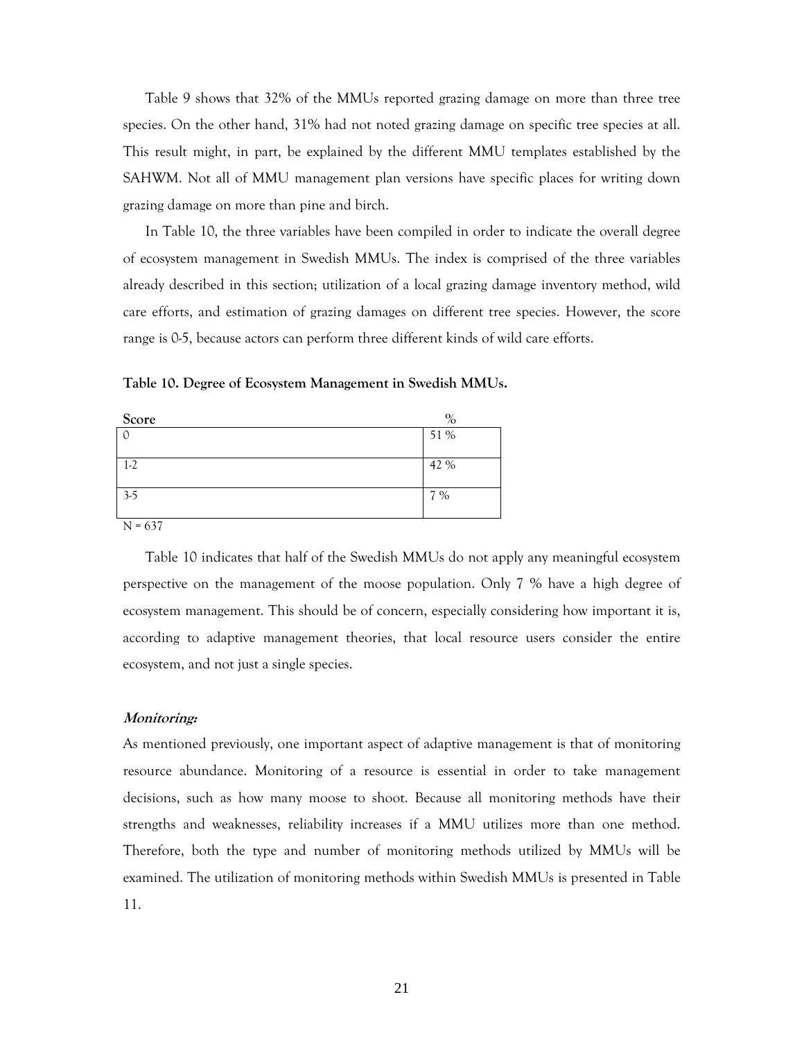Table 9 shows that 32% of the MMUs reported grazing damage on more than three tree species. On the other hand, 31% had not noted grazing damage on specific tree species at all. This result might, in part, be explained by the different MMU templates established by the SAHWM. Not all of MMU management plan versions have specific places for writing down grazing damage on more than pine and birch.

In Table 10, the three variables have been compiled in order to indicate the overall degree of ecosystem management in Swedish MMUs. The index is comprised of the three variables already described in this section; utilization of a local grazing damage inventory method, wild care efforts, and estimation of grazing damages on different tree species. However, the score range is 0-5, because actors can perform three different kinds of wild care efforts.

**Table 10. Degree of Ecosystem Management in Swedish MMUs.**

| Score | % |
|---|---|
| 0 | 51 % |
| 1-2 | 42 % |
| 3-5 | 7 % |

N = 637

Table 10 indicates that half of the Swedish MMUs do not apply any meaningful ecosystem perspective on the management of the moose population. Only 7 % have a high degree of ecosystem management. This should be of concern, especially considering how important it is, according to adaptive management theories, that local resource users consider the entire ecosystem, and not just a single species.

***Monitoring:***

As mentioned previously, one important aspect of adaptive management is that of monitoring resource abundance. Monitoring of a resource is essential in order to take management decisions, such as how many moose to shoot. Because all monitoring methods have their strengths and weaknesses, reliability increases if a MMU utilizes more than one method. Therefore, both the type and number of monitoring methods utilized by MMUs will be examined. The utilization of monitoring methods within Swedish MMUs is presented in Table 11.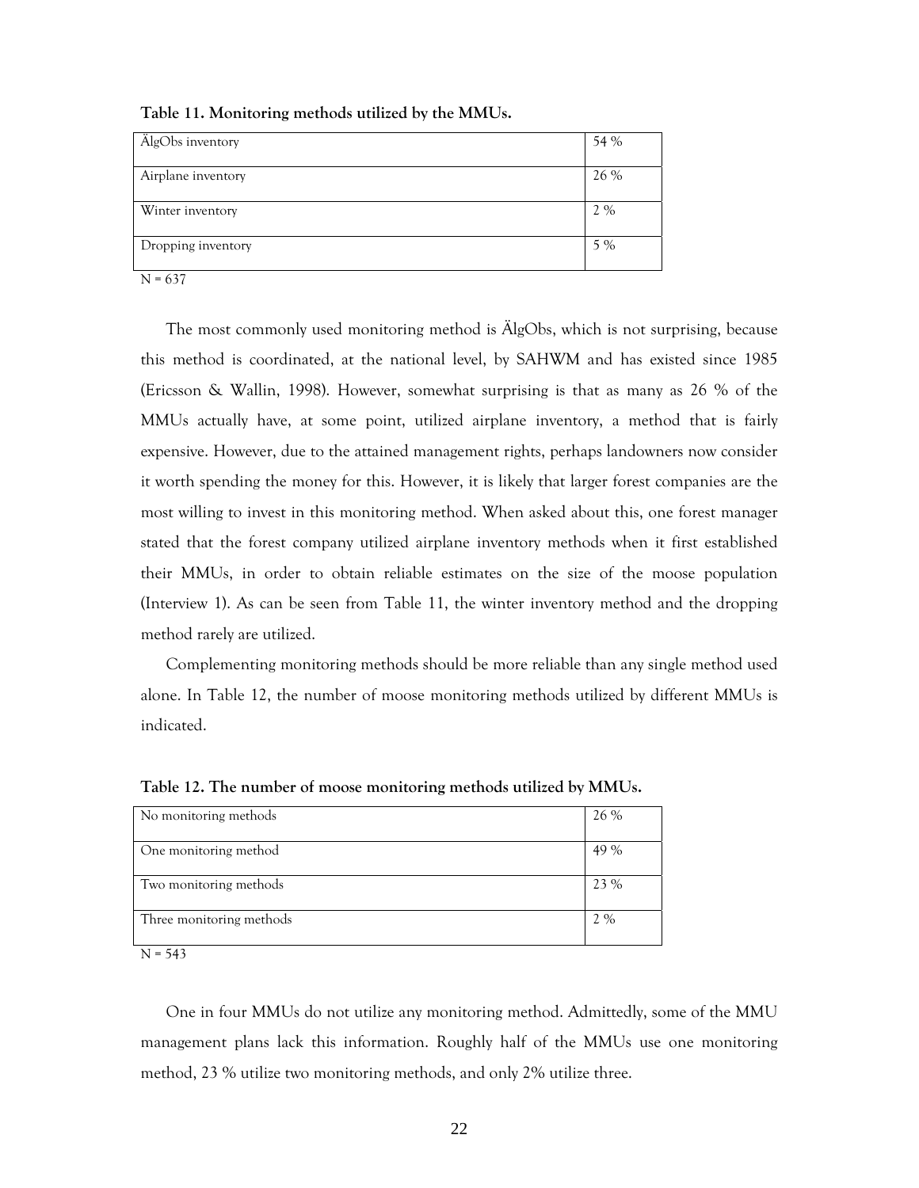**Table 11. Monitoring methods utilized by the MMUs.**

| | |
|---|---|
| ÄlgObs inventory | 54 % |
| Airplane inventory | 26 % |
| Winter inventory | 2 % |
| Dropping inventory | 5 % |

N = 637

The most commonly used monitoring method is ÄlgObs, which is not surprising, because this method is coordinated, at the national level, by SAHWM and has existed since 1985 (Ericsson & Wallin, 1998). However, somewhat surprising is that as many as 26 % of the MMUs actually have, at some point, utilized airplane inventory, a method that is fairly expensive. However, due to the attained management rights, perhaps landowners now consider it worth spending the money for this. However, it is likely that larger forest companies are the most willing to invest in this monitoring method. When asked about this, one forest manager stated that the forest company utilized airplane inventory methods when it first established their MMUs, in order to obtain reliable estimates on the size of the moose population (Interview 1). As can be seen from Table 11, the winter inventory method and the dropping method rarely are utilized.

Complementing monitoring methods should be more reliable than any single method used alone. In Table 12, the number of moose monitoring methods utilized by different MMUs is indicated.

**Table 12. The number of moose monitoring methods utilized by MMUs.**

| | |
|---|---|
| No monitoring methods | 26 % |
| One monitoring method | 49 % |
| Two monitoring methods | 23 % |
| Three monitoring methods | 2 % |

N = 543

One in four MMUs do not utilize any monitoring method. Admittedly, some of the MMU management plans lack this information. Roughly half of the MMUs use one monitoring method, 23 % utilize two monitoring methods, and only 2% utilize three.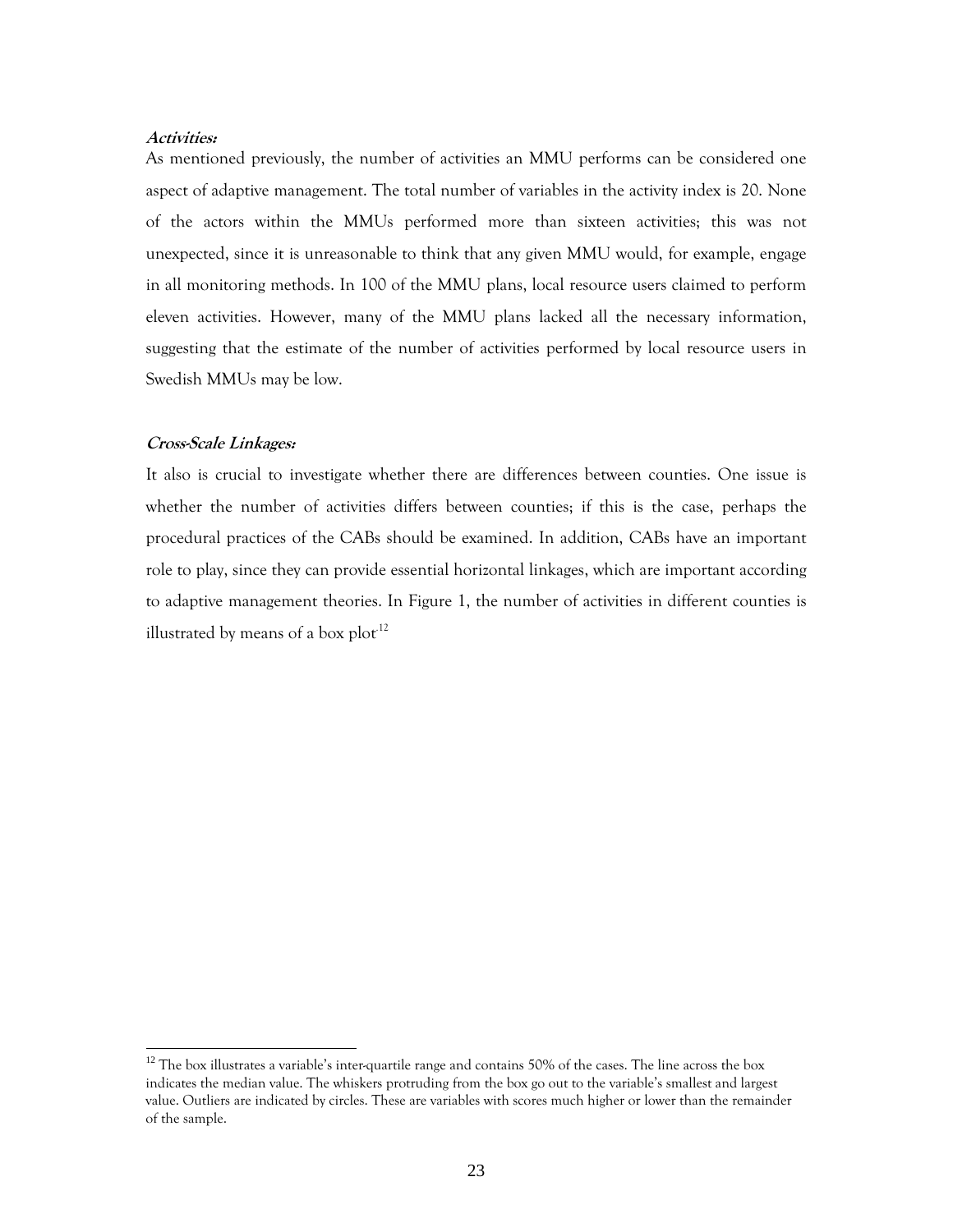***Activities:***

As mentioned previously, the number of activities an MMU performs can be considered one aspect of adaptive management. The total number of variables in the activity index is 20. None of the actors within the MMUs performed more than sixteen activities; this was not unexpected, since it is unreasonable to think that any given MMU would, for example, engage in all monitoring methods. In 100 of the MMU plans, local resource users claimed to perform eleven activities. However, many of the MMU plans lacked all the necessary information, suggesting that the estimate of the number of activities performed by local resource users in Swedish MMUs may be low.

***Cross-Scale Linkages:***

It also is crucial to investigate whether there are differences between counties. One issue is whether the number of activities differs between counties; if this is the case, perhaps the procedural practices of the CABs should be examined. In addition, CABs have an important role to play, since they can provide essential horizontal linkages, which are important according to adaptive management theories. In Figure 1, the number of activities in different counties is illustrated by means of a box plot[12]

[12] The box illustrates a variable's inter-quartile range and contains 50% of the cases. The line across the box indicates the median value. The whiskers protruding from the box go out to the variable's smallest and largest value. Outliers are indicated by circles. These are variables with scores much higher or lower than the remainder of the sample.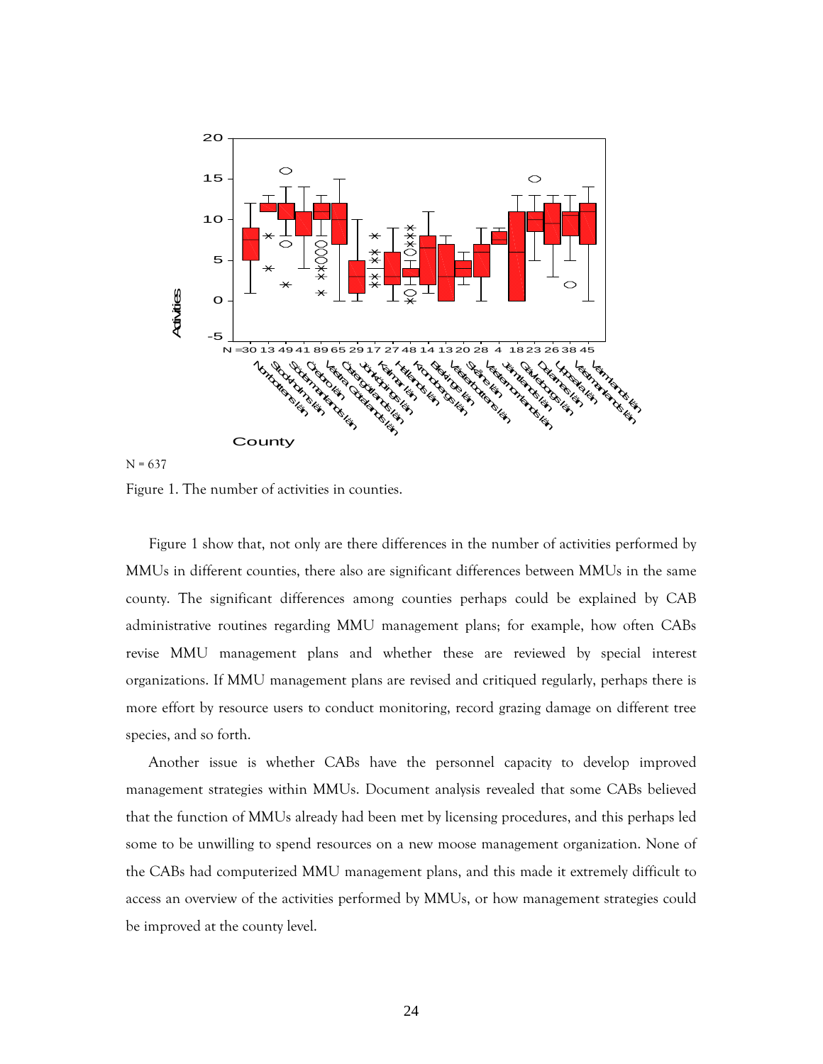N = 637

Figure 1. The number of activities in counties.

Figure 1 show that, not only are there differences in the number of activities performed by MMUs in different counties, there also are significant differences between MMUs in the same county. The significant differences among counties perhaps could be explained by CAB administrative routines regarding MMU management plans; for example, how often CABs revise MMU management plans and whether these are reviewed by special interest organizations. If MMU management plans are revised and critiqued regularly, perhaps there is more effort by resource users to conduct monitoring, record grazing damage on different tree species, and so forth.

Another issue is whether CABs have the personnel capacity to develop improved management strategies within MMUs. Document analysis revealed that some CABs believed that the function of MMUs already had been met by licensing procedures, and this perhaps led some to be unwilling to spend resources on a new moose management organization. None of the CABs had computerized MMU management plans, and this made it extremely difficult to access an overview of the activities performed by MMUs, or how management strategies could be improved at the county level.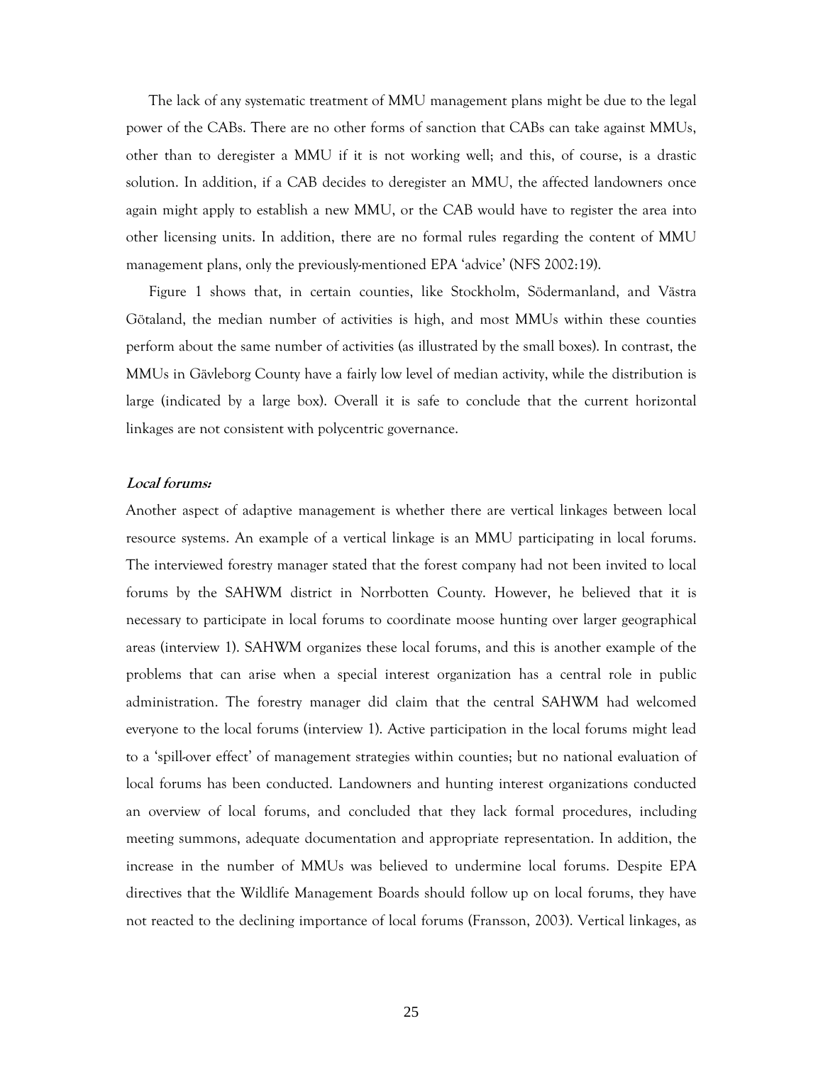The lack of any systematic treatment of MMU management plans might be due to the legal power of the CABs. There are no other forms of sanction that CABs can take against MMUs, other than to deregister a MMU if it is not working well; and this, of course, is a drastic solution. In addition, if a CAB decides to deregister an MMU, the affected landowners once again might apply to establish a new MMU, or the CAB would have to register the area into other licensing units. In addition, there are no formal rules regarding the content of MMU management plans, only the previously-mentioned EPA 'advice' (NFS 2002:19).

Figure 1 shows that, in certain counties, like Stockholm, Södermanland, and Västra Götaland, the median number of activities is high, and most MMUs within these counties perform about the same number of activities (as illustrated by the small boxes). In contrast, the MMUs in Gävleborg County have a fairly low level of median activity, while the distribution is large (indicated by a large box). Overall it is safe to conclude that the current horizontal linkages are not consistent with polycentric governance.

***Local forums:***

Another aspect of adaptive management is whether there are vertical linkages between local resource systems. An example of a vertical linkage is an MMU participating in local forums. The interviewed forestry manager stated that the forest company had not been invited to local forums by the SAHWM district in Norrbotten County. However, he believed that it is necessary to participate in local forums to coordinate moose hunting over larger geographical areas (interview 1). SAHWM organizes these local forums, and this is another example of the problems that can arise when a special interest organization has a central role in public administration. The forestry manager did claim that the central SAHWM had welcomed everyone to the local forums (interview 1). Active participation in the local forums might lead to a 'spill-over effect' of management strategies within counties; but no national evaluation of local forums has been conducted. Landowners and hunting interest organizations conducted an overview of local forums, and concluded that they lack formal procedures, including meeting summons, adequate documentation and appropriate representation. In addition, the increase in the number of MMUs was believed to undermine local forums. Despite EPA directives that the Wildlife Management Boards should follow up on local forums, they have not reacted to the declining importance of local forums (Fransson, 2003). Vertical linkages, as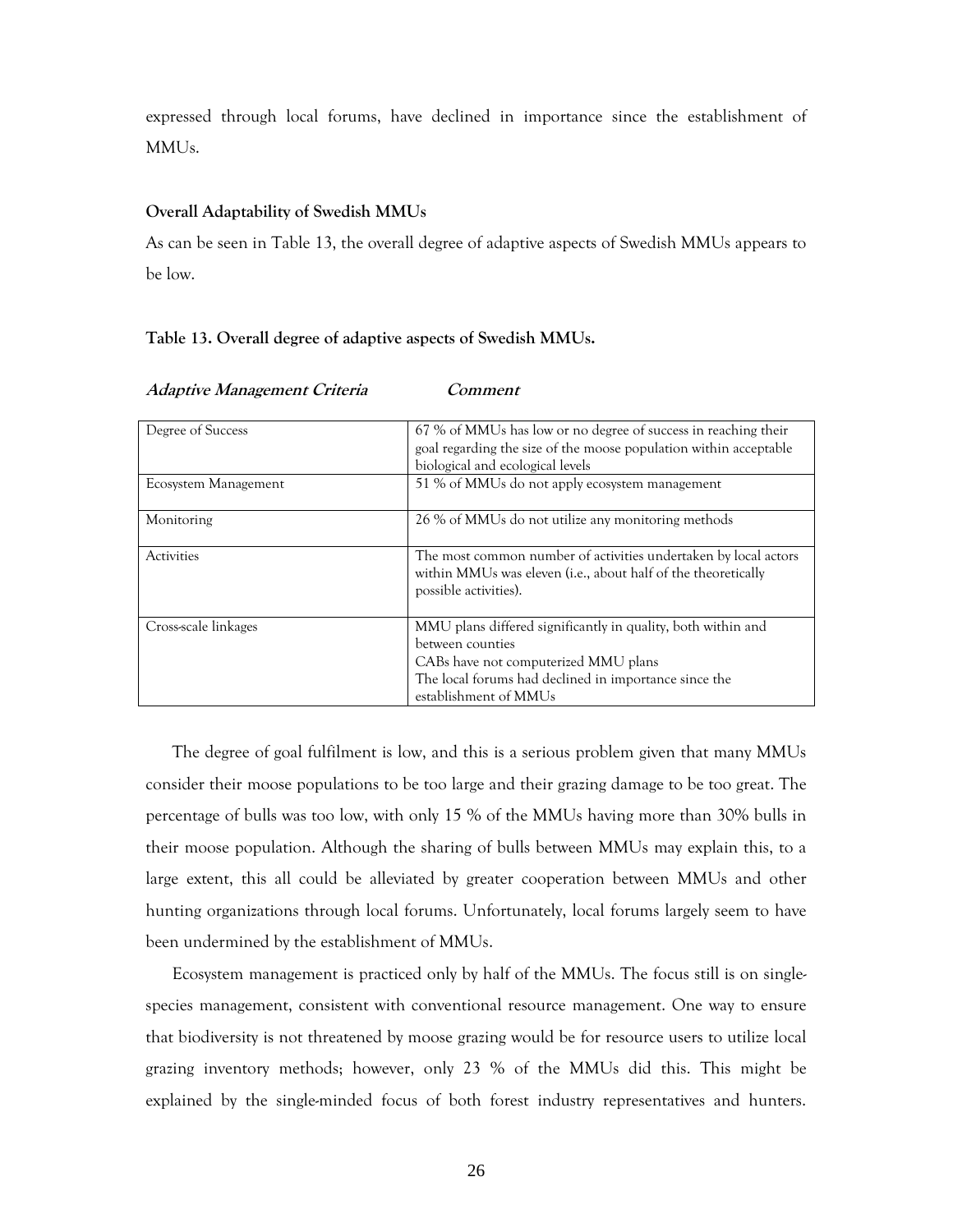expressed through local forums, have declined in importance since the establishment of MMUs.

**Overall Adaptability of Swedish MMUs**

As can be seen in Table 13, the overall degree of adaptive aspects of Swedish MMUs appears to be low.

**Table 13. Overall degree of adaptive aspects of Swedish MMUs.**

| ***Adaptive Management Criteria*** | ***Comment*** |
| --- | --- |
| Degree of Success | 67 % of MMUs has low or no degree of success in reaching their goal regarding the size of the moose population within acceptable biological and ecological levels |
| Ecosystem Management | 51 % of MMUs do not apply ecosystem management |
| Monitoring | 26 % of MMUs do not utilize any monitoring methods |
| Activities | The most common number of activities undertaken by local actors within MMUs was eleven (i.e., about half of the theoretically possible activities). |
| Cross-scale linkages | MMU plans differed significantly in quality, both within and between counties<br>CABs have not computerized MMU plans<br>The local forums had declined in importance since the establishment of MMUs |

The degree of goal fulfilment is low, and this is a serious problem given that many MMUs consider their moose populations to be too large and their grazing damage to be too great. The percentage of bulls was too low, with only 15 % of the MMUs having more than 30% bulls in their moose population. Although the sharing of bulls between MMUs may explain this, to a large extent, this all could be alleviated by greater cooperation between MMUs and other hunting organizations through local forums. Unfortunately, local forums largely seem to have been undermined by the establishment of MMUs.

Ecosystem management is practiced only by half of the MMUs. The focus still is on single-species management, consistent with conventional resource management. One way to ensure that biodiversity is not threatened by moose grazing would be for resource users to utilize local grazing inventory methods; however, only 23 % of the MMUs did this. This might be explained by the single-minded focus of both forest industry representatives and hunters.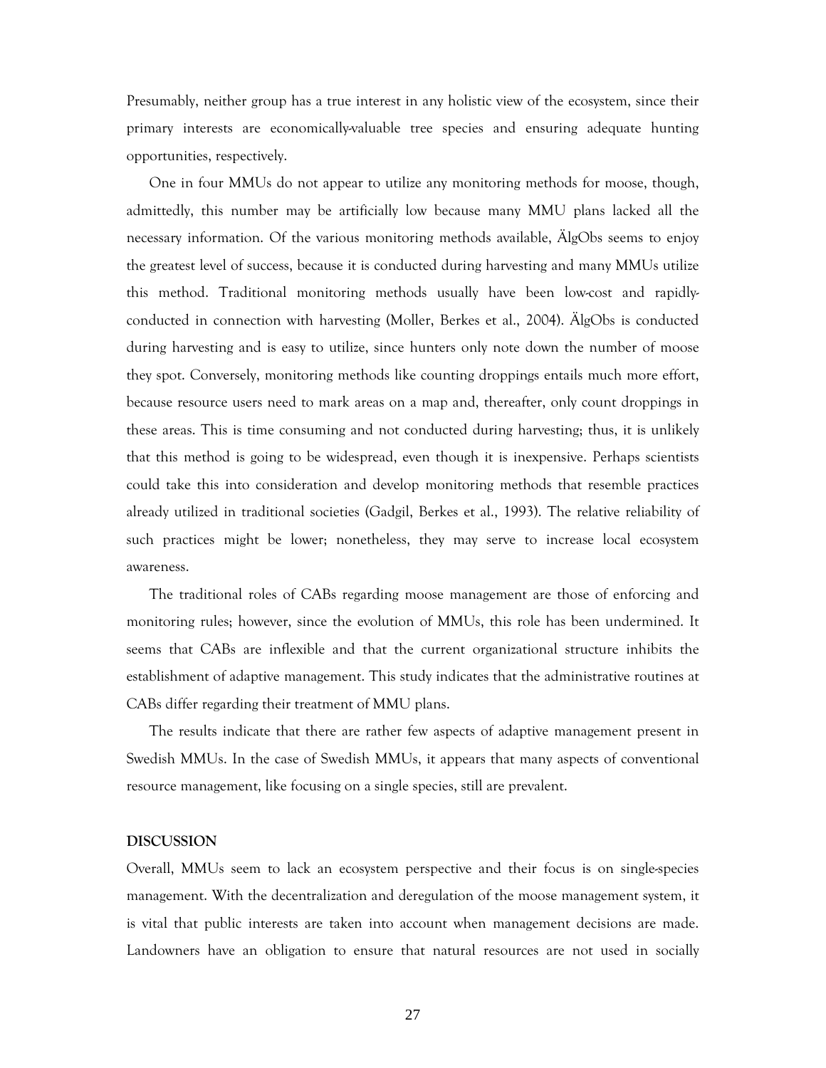Presumably, neither group has a true interest in any holistic view of the ecosystem, since their primary interests are economically-valuable tree species and ensuring adequate hunting opportunities, respectively.

One in four MMUs do not appear to utilize any monitoring methods for moose, though, admittedly, this number may be artificially low because many MMU plans lacked all the necessary information. Of the various monitoring methods available, ÄlgObs seems to enjoy the greatest level of success, because it is conducted during harvesting and many MMUs utilize this method. Traditional monitoring methods usually have been low-cost and rapidly-conducted in connection with harvesting (Moller, Berkes et al., 2004). ÄlgObs is conducted during harvesting and is easy to utilize, since hunters only note down the number of moose they spot. Conversely, monitoring methods like counting droppings entails much more effort, because resource users need to mark areas on a map and, thereafter, only count droppings in these areas. This is time consuming and not conducted during harvesting; thus, it is unlikely that this method is going to be widespread, even though it is inexpensive. Perhaps scientists could take this into consideration and develop monitoring methods that resemble practices already utilized in traditional societies (Gadgil, Berkes et al., 1993). The relative reliability of such practices might be lower; nonetheless, they may serve to increase local ecosystem awareness.

The traditional roles of CABs regarding moose management are those of enforcing and monitoring rules; however, since the evolution of MMUs, this role has been undermined. It seems that CABs are inflexible and that the current organizational structure inhibits the establishment of adaptive management. This study indicates that the administrative routines at CABs differ regarding their treatment of MMU plans.

The results indicate that there are rather few aspects of adaptive management present in Swedish MMUs. In the case of Swedish MMUs, it appears that many aspects of conventional resource management, like focusing on a single species, still are prevalent.

**DISCUSSION**

Overall, MMUs seem to lack an ecosystem perspective and their focus is on single-species management. With the decentralization and deregulation of the moose management system, it is vital that public interests are taken into account when management decisions are made. Landowners have an obligation to ensure that natural resources are not used in socially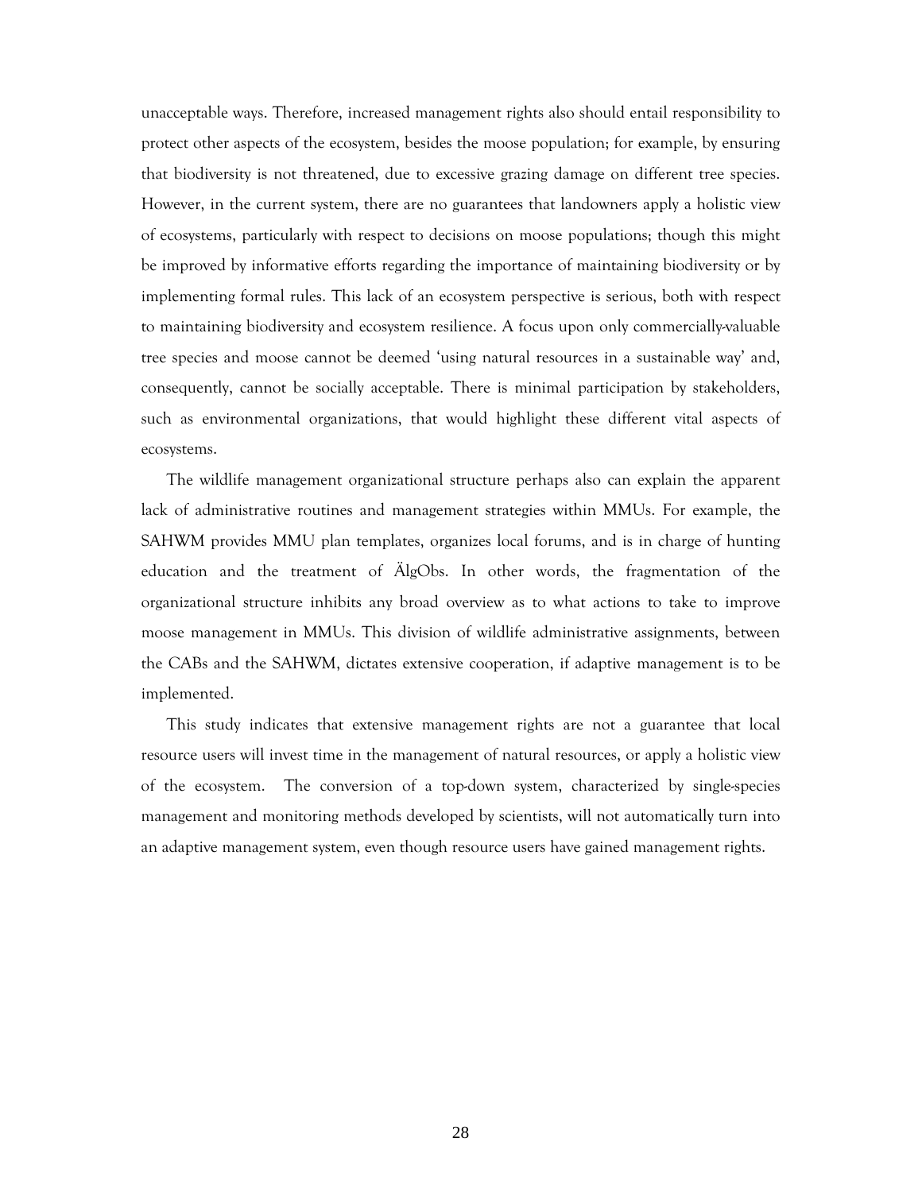unacceptable ways. Therefore, increased management rights also should entail responsibility to protect other aspects of the ecosystem, besides the moose population; for example, by ensuring that biodiversity is not threatened, due to excessive grazing damage on different tree species. However, in the current system, there are no guarantees that landowners apply a holistic view of ecosystems, particularly with respect to decisions on moose populations; though this might be improved by informative efforts regarding the importance of maintaining biodiversity or by implementing formal rules. This lack of an ecosystem perspective is serious, both with respect to maintaining biodiversity and ecosystem resilience. A focus upon only commercially-valuable tree species and moose cannot be deemed 'using natural resources in a sustainable way' and, consequently, cannot be socially acceptable. There is minimal participation by stakeholders, such as environmental organizations, that would highlight these different vital aspects of ecosystems.

The wildlife management organizational structure perhaps also can explain the apparent lack of administrative routines and management strategies within MMUs. For example, the SAHWM provides MMU plan templates, organizes local forums, and is in charge of hunting education and the treatment of ÄlgObs. In other words, the fragmentation of the organizational structure inhibits any broad overview as to what actions to take to improve moose management in MMUs. This division of wildlife administrative assignments, between the CABs and the SAHWM, dictates extensive cooperation, if adaptive management is to be implemented.

This study indicates that extensive management rights are not a guarantee that local resource users will invest time in the management of natural resources, or apply a holistic view of the ecosystem. The conversion of a top-down system, characterized by single-species management and monitoring methods developed by scientists, will not automatically turn into an adaptive management system, even though resource users have gained management rights.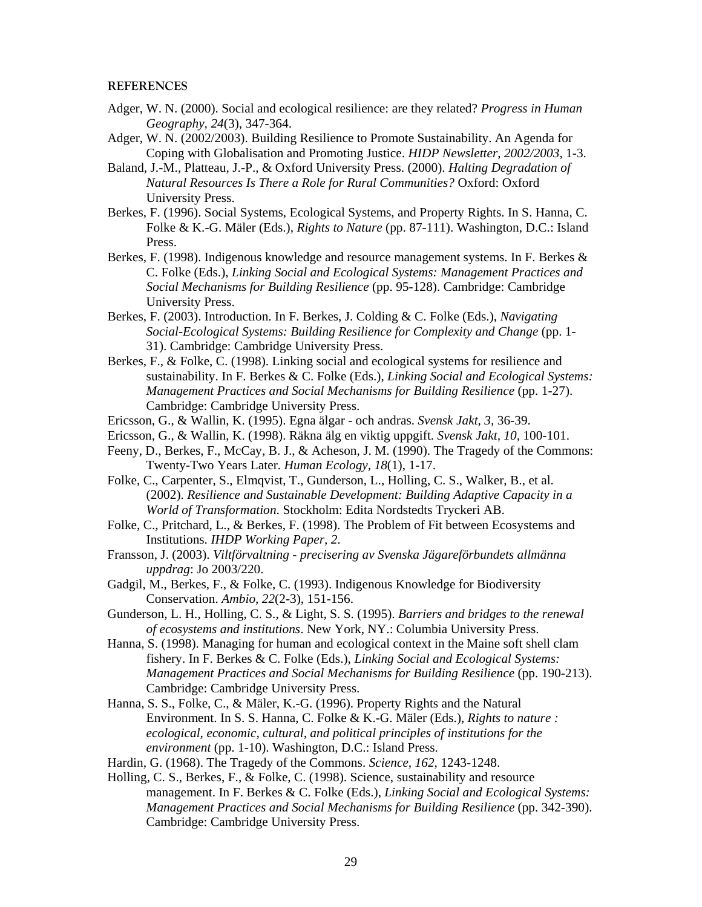## REFERENCES

Adger, W. N. (2000). Social and ecological resilience: are they related? *Progress in Human Geography, 24*(3), 347-364.

Adger, W. N. (2002/2003). Building Resilience to Promote Sustainability. An Agenda for Coping with Globalisation and Promoting Justice. *HIDP Newsletter, 2002/2003*, 1-3.

Baland, J.-M., Platteau, J.-P., & Oxford University Press. (2000). *Halting Degradation of Natural Resources Is There a Role for Rural Communities?* Oxford: Oxford University Press.

Berkes, F. (1996). Social Systems, Ecological Systems, and Property Rights. In S. Hanna, C. Folke & K.-G. Mäler (Eds.), *Rights to Nature* (pp. 87-111). Washington, D.C.: Island Press.

Berkes, F. (1998). Indigenous knowledge and resource management systems. In F. Berkes & C. Folke (Eds.), *Linking Social and Ecological Systems: Management Practices and Social Mechanisms for Building Resilience* (pp. 95-128). Cambridge: Cambridge University Press.

Berkes, F. (2003). Introduction. In F. Berkes, J. Colding & C. Folke (Eds.), *Navigating Social-Ecological Systems: Building Resilience for Complexity and Change* (pp. 1-31). Cambridge: Cambridge University Press.

Berkes, F., & Folke, C. (1998). Linking social and ecological systems for resilience and sustainability. In F. Berkes & C. Folke (Eds.), *Linking Social and Ecological Systems: Management Practices and Social Mechanisms for Building Resilience* (pp. 1-27). Cambridge: Cambridge University Press.

Ericsson, G., & Wallin, K. (1995). Egna älgar - och andras. *Svensk Jakt, 3*, 36-39.

Ericsson, G., & Wallin, K. (1998). Räkna älg en viktig uppgift. *Svensk Jakt, 10*, 100-101.

Feeny, D., Berkes, F., McCay, B. J., & Acheson, J. M. (1990). The Tragedy of the Commons: Twenty-Two Years Later. *Human Ecology, 18*(1), 1-17.

Folke, C., Carpenter, S., Elmqvist, T., Gunderson, L., Holling, C. S., Walker, B., et al. (2002). *Resilience and Sustainable Development: Building Adaptive Capacity in a World of Transformation*. Stockholm: Edita Nordstedts Tryckeri AB.

Folke, C., Pritchard, L., & Berkes, F. (1998). The Problem of Fit between Ecosystems and Institutions. *IHDP Working Paper, 2*.

Fransson, J. (2003). *Viltförvaltning - precisering av Svenska Jägareförbundets allmänna uppdrag*: Jo 2003/220.

Gadgil, M., Berkes, F., & Folke, C. (1993). Indigenous Knowledge for Biodiversity Conservation. *Ambio, 22*(2-3), 151-156.

Gunderson, L. H., Holling, C. S., & Light, S. S. (1995). *Barriers and bridges to the renewal of ecosystems and institutions*. New York, NY.: Columbia University Press.

Hanna, S. (1998). Managing for human and ecological context in the Maine soft shell clam fishery. In F. Berkes & C. Folke (Eds.), *Linking Social and Ecological Systems: Management Practices and Social Mechanisms for Building Resilience* (pp. 190-213). Cambridge: Cambridge University Press.

Hanna, S. S., Folke, C., & Mäler, K.-G. (1996). Property Rights and the Natural Environment. In S. S. Hanna, C. Folke & K.-G. Mäler (Eds.), *Rights to nature : ecological, economic, cultural, and political principles of institutions for the environment* (pp. 1-10). Washington, D.C.: Island Press.

Hardin, G. (1968). The Tragedy of the Commons. *Science, 162*, 1243-1248.

Holling, C. S., Berkes, F., & Folke, C. (1998). Science, sustainability and resource management. In F. Berkes & C. Folke (Eds.), *Linking Social and Ecological Systems: Management Practices and Social Mechanisms for Building Resilience* (pp. 342-390). Cambridge: Cambridge University Press.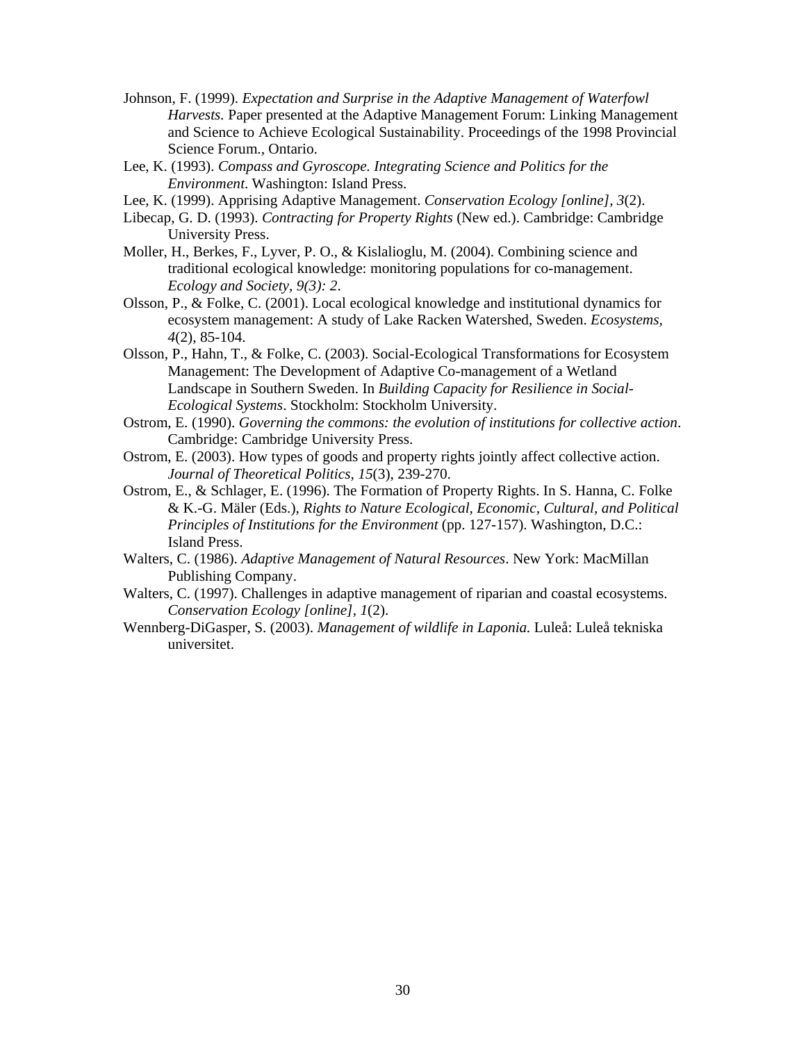Johnson, F. (1999). *Expectation and Surprise in the Adaptive Management of Waterfowl Harvests.* Paper presented at the Adaptive Management Forum: Linking Management and Science to Achieve Ecological Sustainability. Proceedings of the 1998 Provincial Science Forum., Ontario.

Lee, K. (1993). *Compass and Gyroscope. Integrating Science and Politics for the Environment*. Washington: Island Press.

Lee, K. (1999). Apprising Adaptive Management. *Conservation Ecology [online], 3*(2).

Libecap, G. D. (1993). *Contracting for Property Rights* (New ed.). Cambridge: Cambridge University Press.

Moller, H., Berkes, F., Lyver, P. O., & Kislalioglu, M. (2004). Combining science and traditional ecological knowledge: monitoring populations for co-management. *Ecology and Society, 9(3): 2*.

Olsson, P., & Folke, C. (2001). Local ecological knowledge and institutional dynamics for ecosystem management: A study of Lake Racken Watershed, Sweden. *Ecosystems, 4*(2), 85-104.

Olsson, P., Hahn, T., & Folke, C. (2003). Social-Ecological Transformations for Ecosystem Management: The Development of Adaptive Co-management of a Wetland Landscape in Southern Sweden. In *Building Capacity for Resilience in Social-Ecological Systems*. Stockholm: Stockholm University.

Ostrom, E. (1990). *Governing the commons: the evolution of institutions for collective action*. Cambridge: Cambridge University Press.

Ostrom, E. (2003). How types of goods and property rights jointly affect collective action. *Journal of Theoretical Politics, 15*(3), 239-270.

Ostrom, E., & Schlager, E. (1996). The Formation of Property Rights. In S. Hanna, C. Folke & K.-G. Mäler (Eds.), *Rights to Nature Ecological, Economic, Cultural, and Political Principles of Institutions for the Environment* (pp. 127-157). Washington, D.C.: Island Press.

Walters, C. (1986). *Adaptive Management of Natural Resources*. New York: MacMillan Publishing Company.

Walters, C. (1997). Challenges in adaptive management of riparian and coastal ecosystems. *Conservation Ecology [online], 1*(2).

Wennberg-DiGasper, S. (2003). *Management of wildlife in Laponia.* Luleå: Luleå tekniska universitet.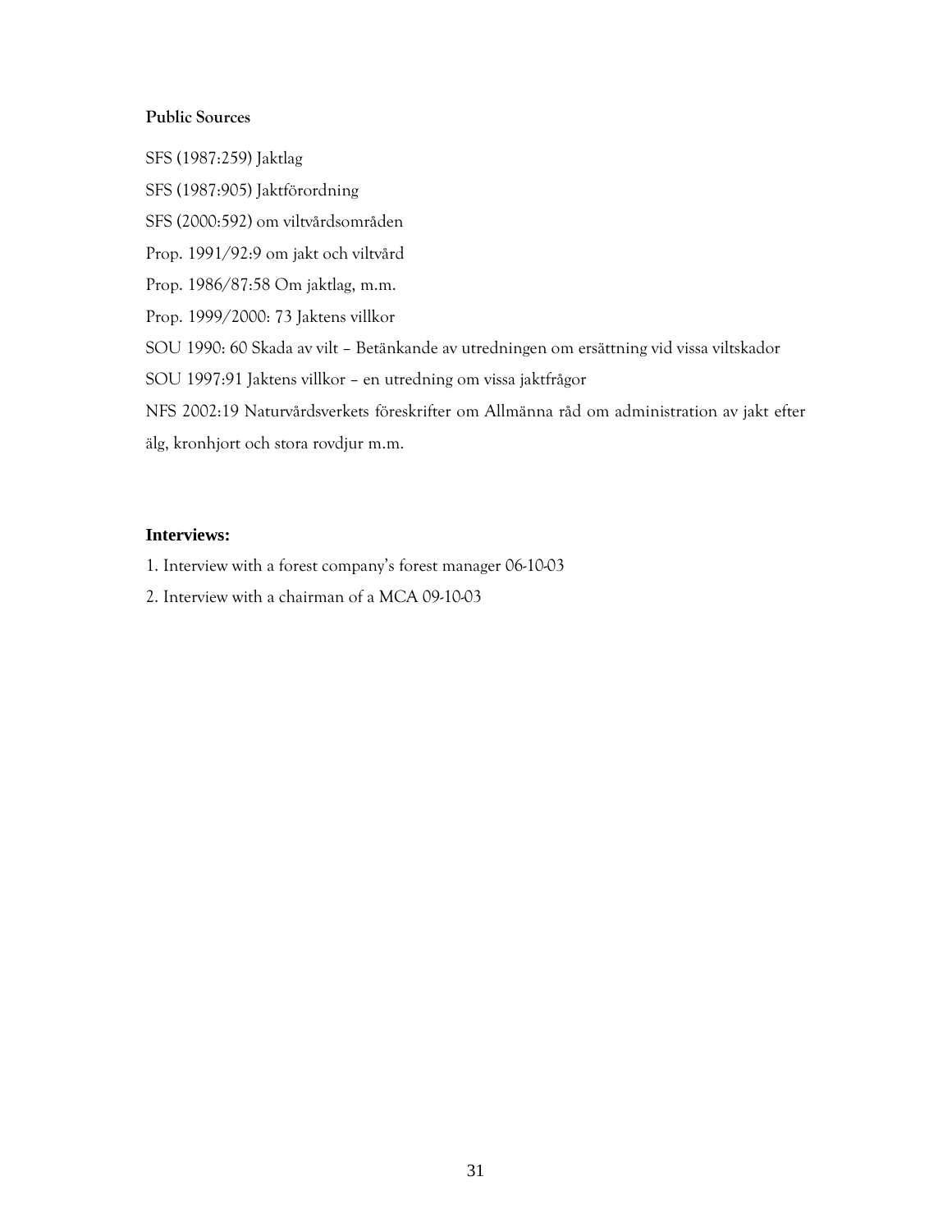**Public Sources**

SFS (1987:259) Jaktlag

SFS (1987:905) Jaktförordning

SFS (2000:592) om viltvårdsområden

Prop. 1991/92:9 om jakt och viltvård

Prop. 1986/87:58 Om jaktlag, m.m.

Prop. 1999/2000: 73 Jaktens villkor

SOU 1990: 60 Skada av vilt – Betänkande av utredningen om ersättning vid vissa viltskador

SOU 1997:91 Jaktens villkor – en utredning om vissa jaktfrågor

NFS 2002:19 Naturvårdsverkets föreskrifter om Allmänna råd om administration av jakt efter älg, kronhjort och stora rovdjur m.m.

**Interviews:**

1. Interview with a forest company's forest manager 06-10-03
2. Interview with a chairman of a MCA 09-10-03